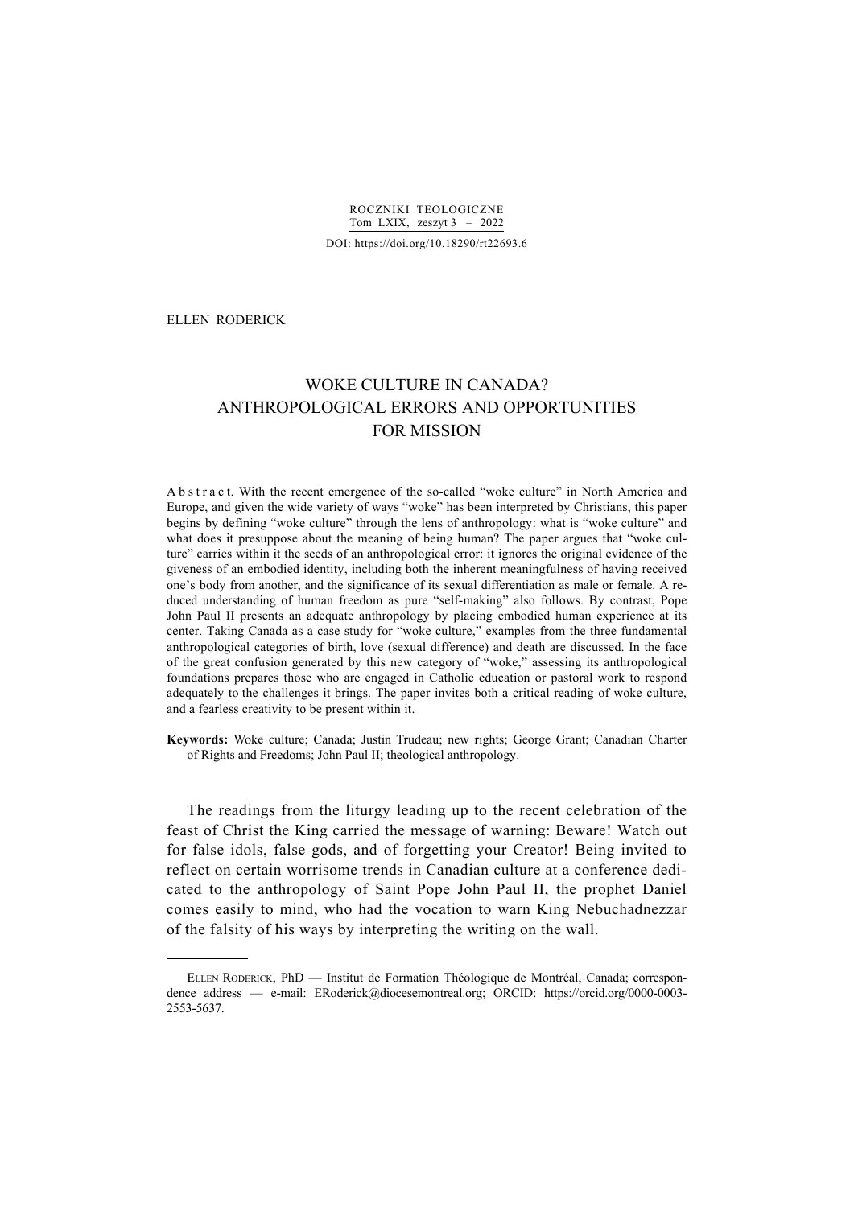ELLEN RODERICK

# WOKE CULTURE IN CANADA? ANTHROPOLOGICAL ERRORS AND OPPORTUNITIES FOR MISSION

Abstract. With the recent emergence of the so-called "woke culture" in North America and Europe, and given the wide variety of ways "woke" has been interpreted by Christians, this paper begins by defining "woke culture" through the lens of anthropology: what is "woke culture" and what does it presuppose about the meaning of being human? The paper argues that "woke culture" carries within it the seeds of an anthropological error: it ignores the original evidence of the giveness of an embodied identity, including both the inherent meaningfulness of having received one's body from another, and the significance of its sexual differentiation as male or female. A reduced understanding of human freedom as pure "self-making" also follows. By contrast, Pope John Paul II presents an adequate anthropology by placing embodied human experience at its center. Taking Canada as a case study for "woke culture," examples from the three fundamental anthropological categories of birth, love (sexual difference) and death are discussed. In the face of the great confusion generated by this new category of "woke," assessing its anthropological foundations prepares those who are engaged in Catholic education or pastoral work to respond adequately to the challenges it brings. The paper invites both a critical reading of woke culture, and a fearless creativity to be present within it.

**Keywords:** Woke culture; Canada; Justin Trudeau; new rights; George Grant; Canadian Charter of Rights and Freedoms; John Paul II; theological anthropology.

The readings from the liturgy leading up to the recent celebration of the feast of Christ the King carried the message of warning: Beware! Watch out for false idols, false gods, and of forgetting your Creator! Being invited to reflect on certain worrisome trends in Canadian culture at a conference dedicated to the anthropology of Saint Pope John Paul II, the prophet Daniel comes easily to mind, who had the vocation to warn King Nebuchadnezzar of the falsity of his ways by interpreting the writing on the wall.

---

ELLEN RODERICK, PhD — Institut de Formation Théologique de Montréal, Canada; correspondence address — e-mail: ERoderick@diocesemontreal.org; ORCID: https://orcid.org/0000-0003-2553-5637.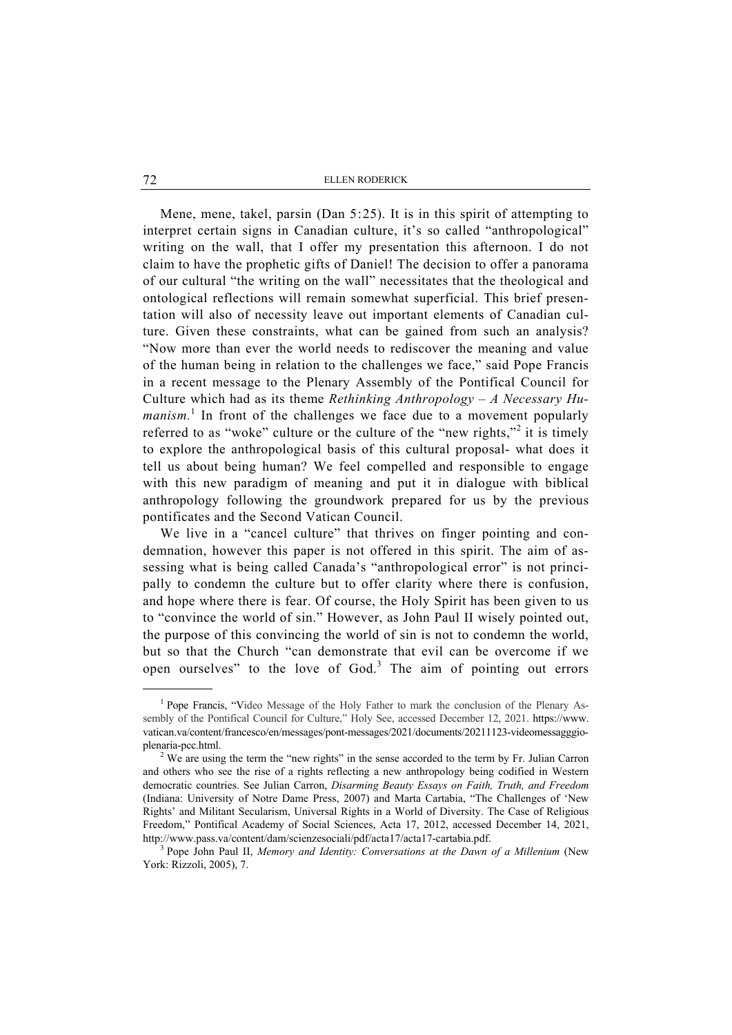Mene, mene, takel, parsin (Dan 5:25). It is in this spirit of attempting to interpret certain signs in Canadian culture, it's so called "anthropological" writing on the wall, that I offer my presentation this afternoon. I do not claim to have the prophetic gifts of Daniel! The decision to offer a panorama of our cultural "the writing on the wall" necessitates that the theological and ontological reflections will remain somewhat superficial. This brief presentation will also of necessity leave out important elements of Canadian culture. Given these constraints, what can be gained from such an analysis? "Now more than ever the world needs to rediscover the meaning and value of the human being in relation to the challenges we face," said Pope Francis in a recent message to the Plenary Assembly of the Pontifical Council for Culture which had as its theme *Rethinking Anthropology – A Necessary Humanism.*[1] In front of the challenges we face due to a movement popularly referred to as "woke" culture or the culture of the "new rights,"[2] it is timely to explore the anthropological basis of this cultural proposal- what does it tell us about being human? We feel compelled and responsible to engage with this new paradigm of meaning and put it in dialogue with biblical anthropology following the groundwork prepared for us by the previous pontificates and the Second Vatican Council.

We live in a "cancel culture" that thrives on finger pointing and condemnation, however this paper is not offered in this spirit. The aim of assessing what is being called Canada's "anthropological error" is not principally to condemn the culture but to offer clarity where there is confusion, and hope where there is fear. Of course, the Holy Spirit has been given to us to "convince the world of sin." However, as John Paul II wisely pointed out, the purpose of this convincing the world of sin is not to condemn the world, but so that the Church "can demonstrate that evil can be overcome if we open ourselves" to the love of God.[3] The aim of pointing out errors

---

[1] Pope Francis, "Video Message of the Holy Father to mark the conclusion of the Plenary Assembly of the Pontifical Council for Culture," Holy See, accessed December 12, 2021. https://www.vatican.va/content/francesco/en/messages/pont-messages/2021/documents/20211123-videomessagggio-plenaria-pcc.html.

[2] We are using the term the "new rights" in the sense accorded to the term by Fr. Julian Carron and others who see the rise of a rights reflecting a new anthropology being codified in Western democratic countries. See Julian Carron, *Disarming Beauty Essays on Faith, Truth, and Freedom* (Indiana: University of Notre Dame Press, 2007) and Marta Cartabia, "The Challenges of 'New Rights' and Militant Secularism, Universal Rights in a World of Diversity. The Case of Religious Freedom," Pontifical Academy of Social Sciences, Acta 17, 2012, accessed December 14, 2021, http://www.pass.va/content/dam/scienzesociali/pdf/acta17/acta17-cartabia.pdf.

[3] Pope John Paul II, *Memory and Identity: Conversations at the Dawn of a Millenium* (New York: Rizzoli, 2005), 7.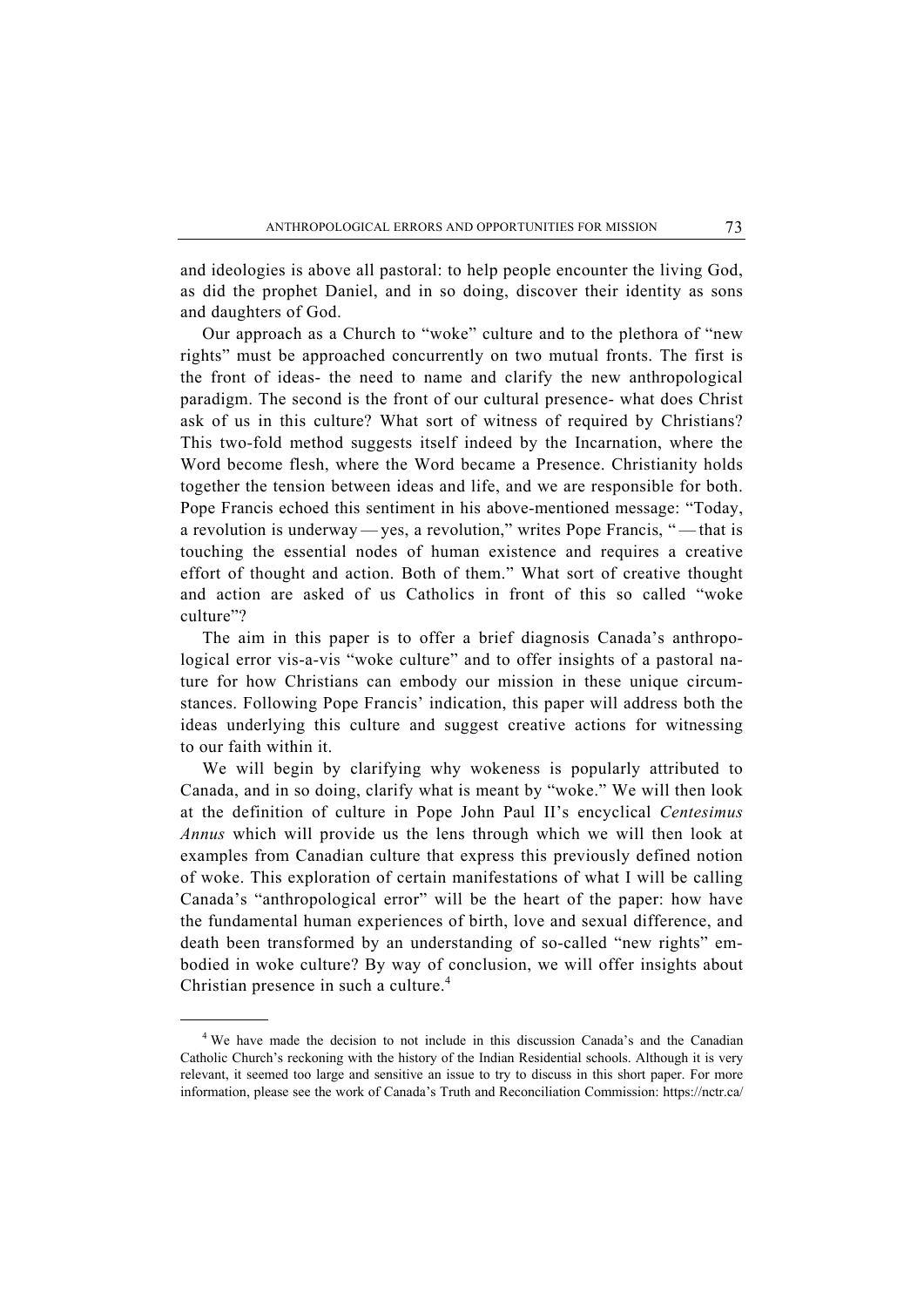and ideologies is above all pastoral: to help people encounter the living God, as did the prophet Daniel, and in so doing, discover their identity as sons and daughters of God.

Our approach as a Church to "woke" culture and to the plethora of "new rights" must be approached concurrently on two mutual fronts. The first is the front of ideas- the need to name and clarify the new anthropological paradigm. The second is the front of our cultural presence- what does Christ ask of us in this culture? What sort of witness of required by Christians? This two-fold method suggests itself indeed by the Incarnation, where the Word become flesh, where the Word became a Presence. Christianity holds together the tension between ideas and life, and we are responsible for both. Pope Francis echoed this sentiment in his above-mentioned message: "Today, a revolution is underway — yes, a revolution," writes Pope Francis, " — that is touching the essential nodes of human existence and requires a creative effort of thought and action. Both of them." What sort of creative thought and action are asked of us Catholics in front of this so called "woke culture"?

The aim in this paper is to offer a brief diagnosis Canada's anthropological error vis-a-vis "woke culture" and to offer insights of a pastoral nature for how Christians can embody our mission in these unique circumstances. Following Pope Francis' indication, this paper will address both the ideas underlying this culture and suggest creative actions for witnessing to our faith within it.

We will begin by clarifying why wokeness is popularly attributed to Canada, and in so doing, clarify what is meant by "woke." We will then look at the definition of culture in Pope John Paul II's encyclical *Centesimus Annus* which will provide us the lens through which we will then look at examples from Canadian culture that express this previously defined notion of woke. This exploration of certain manifestations of what I will be calling Canada's "anthropological error" will be the heart of the paper: how have the fundamental human experiences of birth, love and sexual difference, and death been transformed by an understanding of so-called "new rights" embodied in woke culture? By way of conclusion, we will offer insights about Christian presence in such a culture.[4]

---

[4] We have made the decision to not include in this discussion Canada's and the Canadian Catholic Church's reckoning with the history of the Indian Residential schools. Although it is very relevant, it seemed too large and sensitive an issue to try to discuss in this short paper. For more information, please see the work of Canada's Truth and Reconciliation Commission: https://nctr.ca/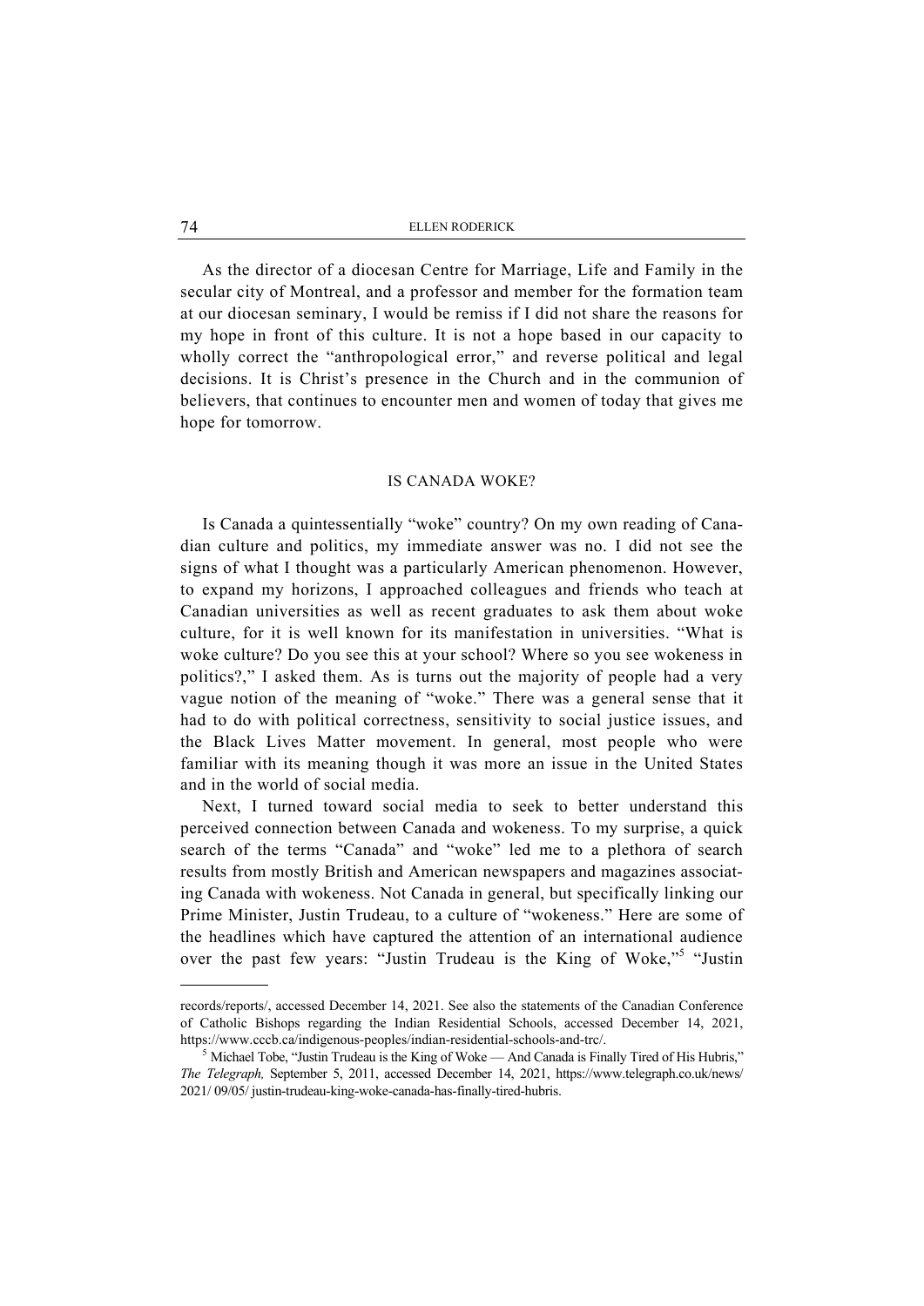As the director of a diocesan Centre for Marriage, Life and Family in the secular city of Montreal, and a professor and member for the formation team at our diocesan seminary, I would be remiss if I did not share the reasons for my hope in front of this culture. It is not a hope based in our capacity to wholly correct the "anthropological error," and reverse political and legal decisions. It is Christ's presence in the Church and in the communion of believers, that continues to encounter men and women of today that gives me hope for tomorrow.

## IS CANADA WOKE?

Is Canada a quintessentially "woke" country? On my own reading of Canadian culture and politics, my immediate answer was no. I did not see the signs of what I thought was a particularly American phenomenon. However, to expand my horizons, I approached colleagues and friends who teach at Canadian universities as well as recent graduates to ask them about woke culture, for it is well known for its manifestation in universities. "What is woke culture? Do you see this at your school? Where so you see wokeness in politics?," I asked them. As is turns out the majority of people had a very vague notion of the meaning of "woke." There was a general sense that it had to do with political correctness, sensitivity to social justice issues, and the Black Lives Matter movement. In general, most people who were familiar with its meaning though it was more an issue in the United States and in the world of social media.

Next, I turned toward social media to seek to better understand this perceived connection between Canada and wokeness. To my surprise, a quick search of the terms "Canada" and "woke" led me to a plethora of search results from mostly British and American newspapers and magazines associating Canada with wokeness. Not Canada in general, but specifically linking our Prime Minister, Justin Trudeau, to a culture of "wokeness." Here are some of the headlines which have captured the attention of an international audience over the past few years: "Justin Trudeau is the King of Woke,"[5] "Justin

---

records/reports/, accessed December 14, 2021. See also the statements of the Canadian Conference of Catholic Bishops regarding the Indian Residential Schools, accessed December 14, 2021, https://www.cccb.ca/indigenous-peoples/indian-residential-schools-and-trc/.

[5] Michael Tobe, "Justin Trudeau is the King of Woke — And Canada is Finally Tired of His Hubris," *The Telegraph,* September 5, 2011, accessed December 14, 2021, https://www.telegraph.co.uk/news/2021/ 09/05/ justin-trudeau-king-woke-canada-has-finally-tired-hubris.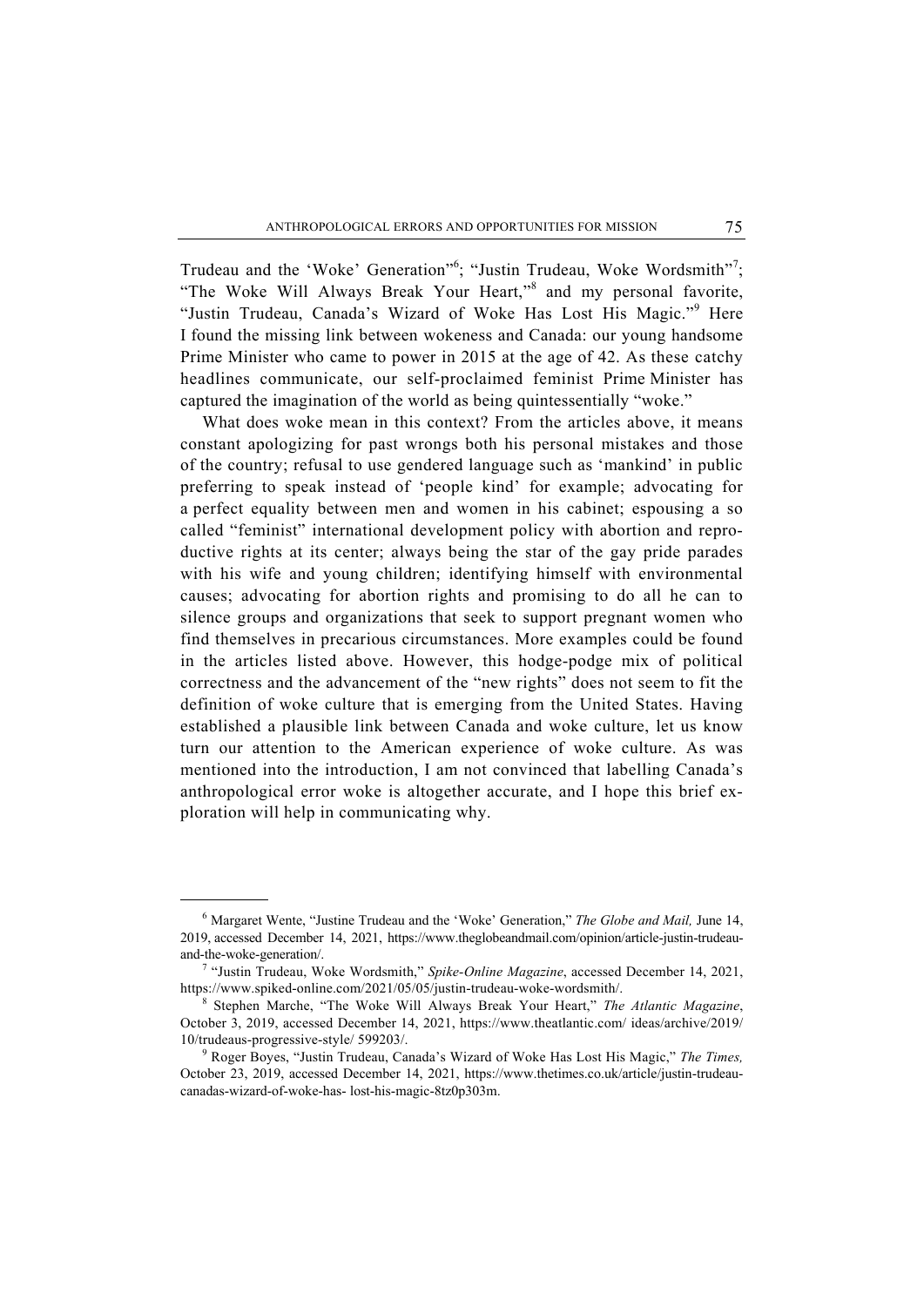Trudeau and the 'Woke' Generation"[6]; "Justin Trudeau, Woke Wordsmith"[7]; "The Woke Will Always Break Your Heart,"[8] and my personal favorite, "Justin Trudeau, Canada's Wizard of Woke Has Lost His Magic."[9] Here I found the missing link between wokeness and Canada: our young handsome Prime Minister who came to power in 2015 at the age of 42. As these catchy headlines communicate, our self-proclaimed feminist Prime Minister has captured the imagination of the world as being quintessentially "woke."

What does woke mean in this context? From the articles above, it means constant apologizing for past wrongs both his personal mistakes and those of the country; refusal to use gendered language such as 'mankind' in public preferring to speak instead of 'people kind' for example; advocating for a perfect equality between men and women in his cabinet; espousing a so called "feminist" international development policy with abortion and reproductive rights at its center; always being the star of the gay pride parades with his wife and young children; identifying himself with environmental causes; advocating for abortion rights and promising to do all he can to silence groups and organizations that seek to support pregnant women who find themselves in precarious circumstances. More examples could be found in the articles listed above. However, this hodge-podge mix of political correctness and the advancement of the "new rights" does not seem to fit the definition of woke culture that is emerging from the United States. Having established a plausible link between Canada and woke culture, let us know turn our attention to the American experience of woke culture. As was mentioned into the introduction, I am not convinced that labelling Canada's anthropological error woke is altogether accurate, and I hope this brief exploration will help in communicating why.

---

[6] Margaret Wente, "Justine Trudeau and the 'Woke' Generation," *The Globe and Mail,* June 14, 2019, accessed December 14, 2021, https://www.theglobeandmail.com/opinion/article-justin-trudeau-and-the-woke-generation/.

[7] "Justin Trudeau, Woke Wordsmith," *Spike-Online Magazine*, accessed December 14, 2021, https://www.spiked-online.com/2021/05/05/justin-trudeau-woke-wordsmith/.

[8] Stephen Marche, "The Woke Will Always Break Your Heart," *The Atlantic Magazine*, October 3, 2019, accessed December 14, 2021, https://www.theatlantic.com/ ideas/archive/2019/ 10/trudeaus-progressive-style/ 599203/.

[9] Roger Boyes, "Justin Trudeau, Canada's Wizard of Woke Has Lost His Magic," *The Times,* October 23, 2019, accessed December 14, 2021, https://www.thetimes.co.uk/article/justin-trudeau-canadas-wizard-of-woke-has- lost-his-magic-8tz0p303m.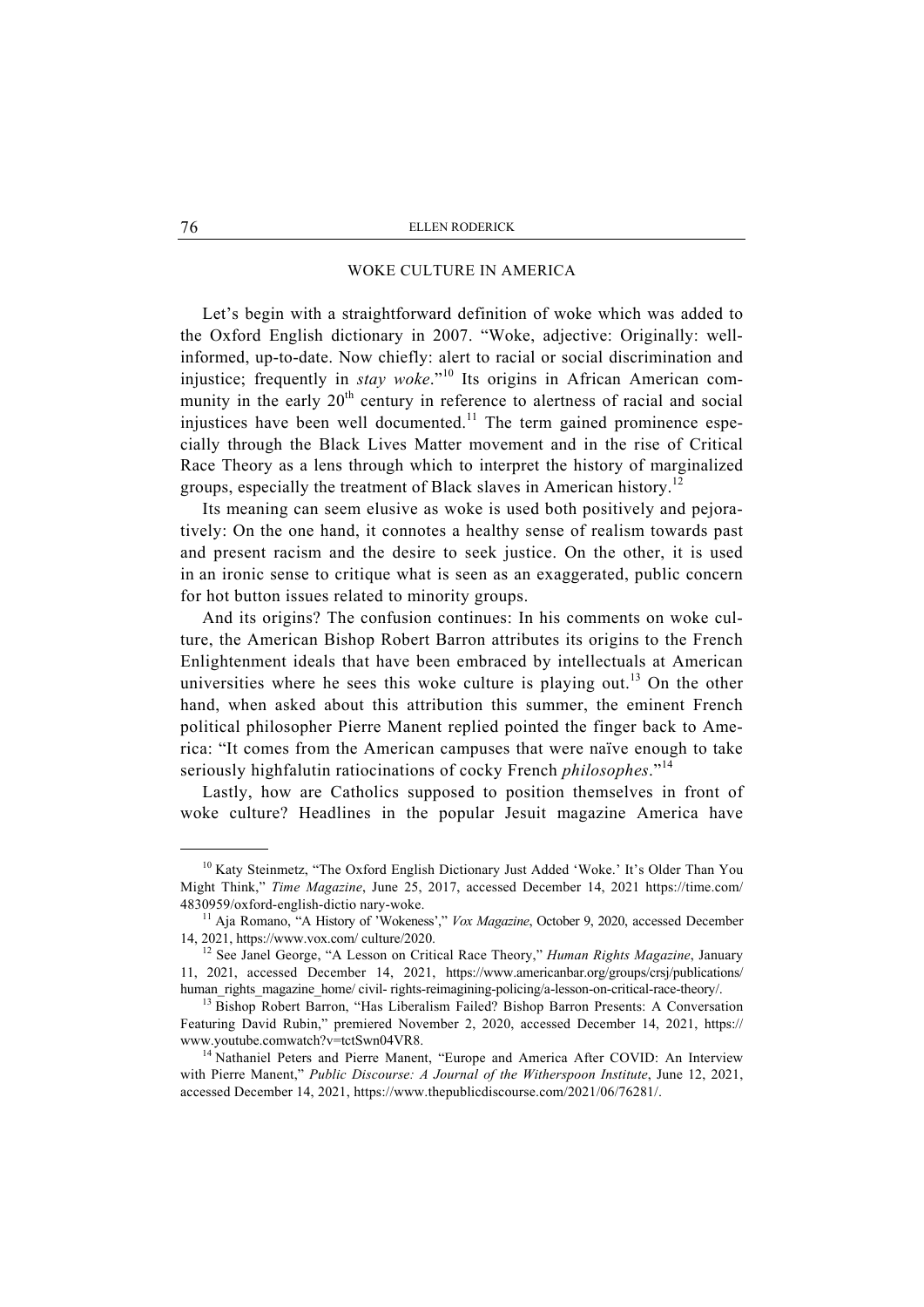## WOKE CULTURE IN AMERICA

Let's begin with a straightforward definition of woke which was added to the Oxford English dictionary in 2007. "Woke, adjective: Originally: well-informed, up-to-date. Now chiefly: alert to racial or social discrimination and injustice; frequently in *stay woke*."[10] Its origins in African American community in the early 20th century in reference to alertness of racial and social injustices have been well documented.[11] The term gained prominence especially through the Black Lives Matter movement and in the rise of Critical Race Theory as a lens through which to interpret the history of marginalized groups, especially the treatment of Black slaves in American history.[12]

Its meaning can seem elusive as woke is used both positively and pejoratively: On the one hand, it connotes a healthy sense of realism towards past and present racism and the desire to seek justice. On the other, it is used in an ironic sense to critique what is seen as an exaggerated, public concern for hot button issues related to minority groups.

And its origins? The confusion continues: In his comments on woke culture, the American Bishop Robert Barron attributes its origins to the French Enlightenment ideals that have been embraced by intellectuals at American universities where he sees this woke culture is playing out.[13] On the other hand, when asked about this attribution this summer, the eminent French political philosopher Pierre Manent replied pointed the finger back to America: "It comes from the American campuses that were naïve enough to take seriously highfalutin ratiocinations of cocky French *philosophes*."[14]

Lastly, how are Catholics supposed to position themselves in front of woke culture? Headlines in the popular Jesuit magazine America have

---

[10] Katy Steinmetz, "The Oxford English Dictionary Just Added 'Woke.' It's Older Than You Might Think," *Time Magazine*, June 25, 2017, accessed December 14, 2021 https://time.com/4830959/oxford-english-dictio nary-woke.

[11] Aja Romano, "A History of 'Wokeness'," *Vox Magazine*, October 9, 2020, accessed December 14, 2021, https://www.vox.com/ culture/2020.

[12] See Janel George, "A Lesson on Critical Race Theory," *Human Rights Magazine*, January 11, 2021, accessed December 14, 2021, https://www.americanbar.org/groups/crsj/publications/human_rights_magazine_home/ civil- rights-reimagining-policing/a-lesson-on-critical-race-theory/.

[13] Bishop Robert Barron, "Has Liberalism Failed? Bishop Barron Presents: A Conversation Featuring David Rubin," premiered November 2, 2020, accessed December 14, 2021, https://www.youtube.comwatch?v=tctSwn04VR8.

[14] Nathaniel Peters and Pierre Manent, "Europe and America After COVID: An Interview with Pierre Manent," *Public Discourse: A Journal of the Witherspoon Institute*, June 12, 2021, accessed December 14, 2021, https://www.thepublicdiscourse.com/2021/06/76281/.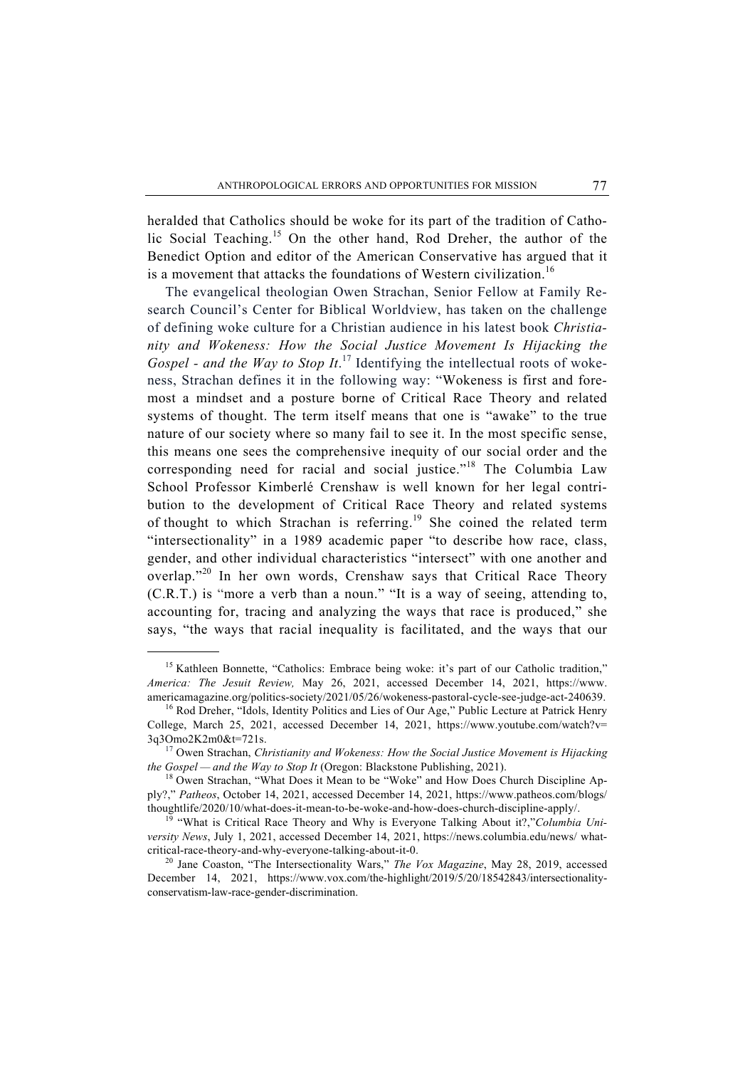heralded that Catholics should be woke for its part of the tradition of Catholic Social Teaching.[15] On the other hand, Rod Dreher, the author of the Benedict Option and editor of the American Conservative has argued that it is a movement that attacks the foundations of Western civilization.[16]

The evangelical theologian Owen Strachan, Senior Fellow at Family Research Council's Center for Biblical Worldview, has taken on the challenge of defining woke culture for a Christian audience in his latest book *Christianity and Wokeness: How the Social Justice Movement Is Hijacking the Gospel - and the Way to Stop It*.[17] Identifying the intellectual roots of wokeness, Strachan defines it in the following way: "Wokeness is first and foremost a mindset and a posture borne of Critical Race Theory and related systems of thought. The term itself means that one is "awake" to the true nature of our society where so many fail to see it. In the most specific sense, this means one sees the comprehensive inequity of our social order and the corresponding need for racial and social justice."[18] The Columbia Law School Professor Kimberlé Crenshaw is well known for her legal contribution to the development of Critical Race Theory and related systems of thought to which Strachan is referring.[19] She coined the related term "intersectionality" in a 1989 academic paper "to describe how race, class, gender, and other individual characteristics "intersect" with one another and overlap."[20] In her own words, Crenshaw says that Critical Race Theory (C.R.T.) is "more a verb than a noun." "It is a way of seeing, attending to, accounting for, tracing and analyzing the ways that race is produced," she says, "the ways that racial inequality is facilitated, and the ways that our

---

[15] Kathleen Bonnette, "Catholics: Embrace being woke: it's part of our Catholic tradition," *America: The Jesuit Review,* May 26, 2021, accessed December 14, 2021, https://www.americamagazine.org/politics-society/2021/05/26/wokeness-pastoral-cycle-see-judge-act-240639.

[16] Rod Dreher, "Idols, Identity Politics and Lies of Our Age," Public Lecture at Patrick Henry College, March 25, 2021, accessed December 14, 2021, https://www.youtube.com/watch?v=3q3Omo2K2m0&t=721s.

[17] Owen Strachan, *Christianity and Wokeness: How the Social Justice Movement is Hijacking the Gospel — and the Way to Stop It* (Oregon: Blackstone Publishing, 2021).

[18] Owen Strachan, "What Does it Mean to be "Woke" and How Does Church Discipline Apply?," *Patheos*, October 14, 2021, accessed December 14, 2021, https://www.patheos.com/blogs/thoughtlife/2020/10/what-does-it-mean-to-be-woke-and-how-does-church-discipline-apply/.

[19] "What is Critical Race Theory and Why is Everyone Talking About it?,"*Columbia University News*, July 1, 2021, accessed December 14, 2021, https://news.columbia.edu/news/what-critical-race-theory-and-why-everyone-talking-about-it-0.

[20] Jane Coaston, "The Intersectionality Wars," *The Vox Magazine*, May 28, 2019, accessed December 14, 2021, https://www.vox.com/the-highlight/2019/5/20/18542843/intersectionality-conservatism-law-race-gender-discrimination.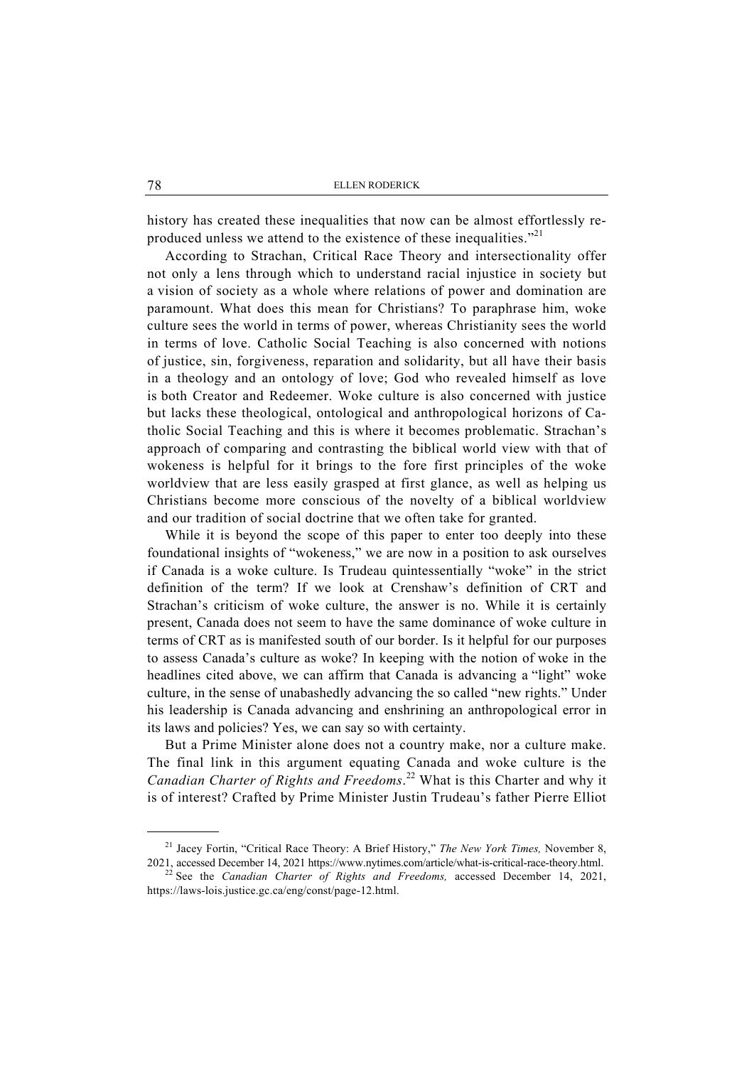history has created these inequalities that now can be almost effortlessly reproduced unless we attend to the existence of these inequalities."[21]

According to Strachan, Critical Race Theory and intersectionality offer not only a lens through which to understand racial injustice in society but a vision of society as a whole where relations of power and domination are paramount. What does this mean for Christians? To paraphrase him, woke culture sees the world in terms of power, whereas Christianity sees the world in terms of love. Catholic Social Teaching is also concerned with notions of justice, sin, forgiveness, reparation and solidarity, but all have their basis in a theology and an ontology of love; God who revealed himself as love is both Creator and Redeemer. Woke culture is also concerned with justice but lacks these theological, ontological and anthropological horizons of Catholic Social Teaching and this is where it becomes problematic. Strachan's approach of comparing and contrasting the biblical world view with that of wokeness is helpful for it brings to the fore first principles of the woke worldview that are less easily grasped at first glance, as well as helping us Christians become more conscious of the novelty of a biblical worldview and our tradition of social doctrine that we often take for granted.

While it is beyond the scope of this paper to enter too deeply into these foundational insights of "wokeness," we are now in a position to ask ourselves if Canada is a woke culture. Is Trudeau quintessentially "woke" in the strict definition of the term? If we look at Crenshaw's definition of CRT and Strachan's criticism of woke culture, the answer is no. While it is certainly present, Canada does not seem to have the same dominance of woke culture in terms of CRT as is manifested south of our border. Is it helpful for our purposes to assess Canada's culture as woke? In keeping with the notion of woke in the headlines cited above, we can affirm that Canada is advancing a "light" woke culture, in the sense of unabashedly advancing the so called "new rights." Under his leadership is Canada advancing and enshrining an anthropological error in its laws and policies? Yes, we can say so with certainty.

But a Prime Minister alone does not a country make, nor a culture make. The final link in this argument equating Canada and woke culture is the *Canadian Charter of Rights and Freedoms*.[22] What is this Charter and why it is of interest? Crafted by Prime Minister Justin Trudeau's father Pierre Elliot

---

[21] Jacey Fortin, "Critical Race Theory: A Brief History," *The New York Times,* November 8, 2021, accessed December 14, 2021 https://www.nytimes.com/article/what-is-critical-race-theory.html.

[22] See the *Canadian Charter of Rights and Freedoms,* accessed December 14, 2021, https://laws-lois.justice.gc.ca/eng/const/page-12.html.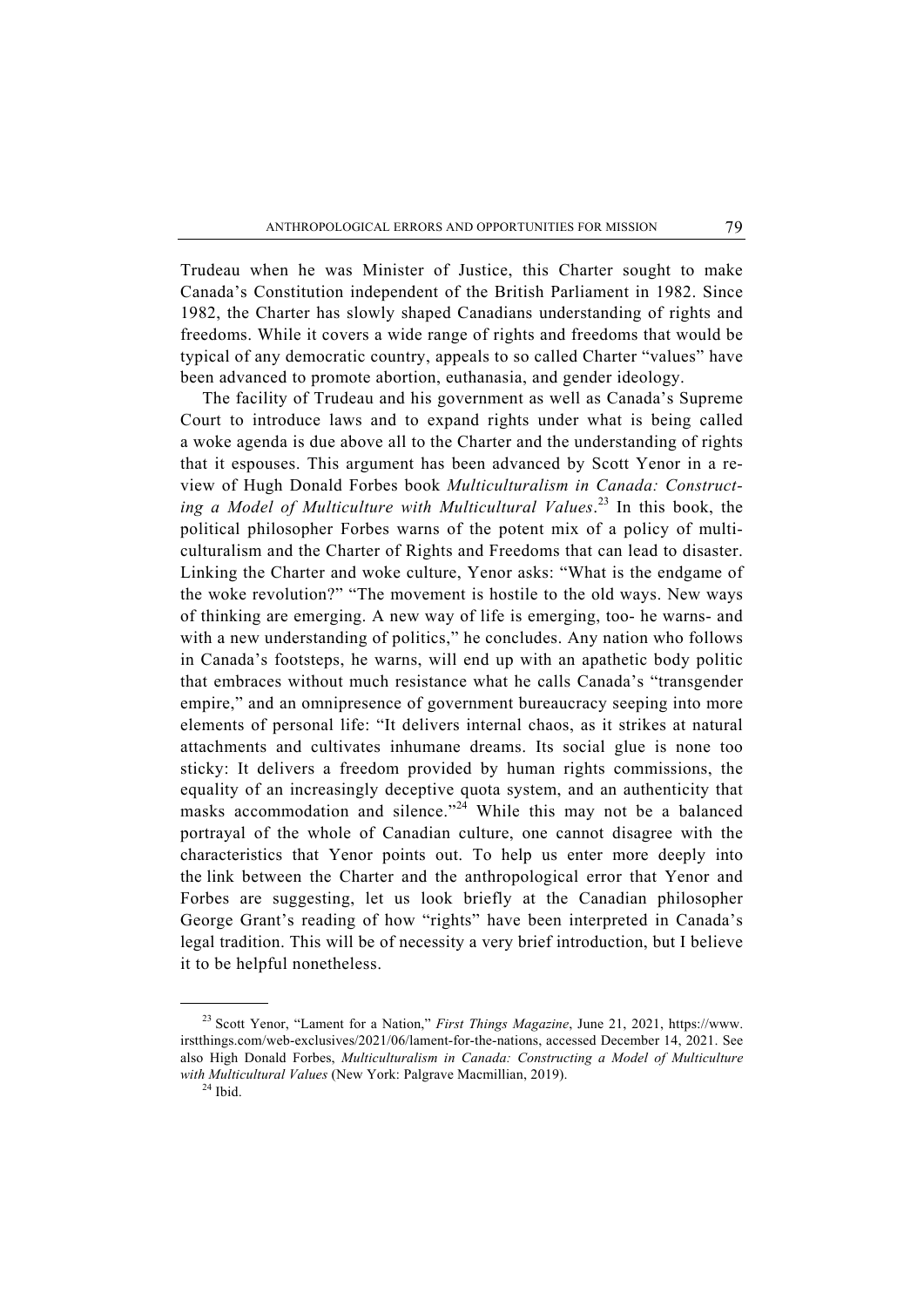Trudeau when he was Minister of Justice, this Charter sought to make Canada's Constitution independent of the British Parliament in 1982. Since 1982, the Charter has slowly shaped Canadians understanding of rights and freedoms. While it covers a wide range of rights and freedoms that would be typical of any democratic country, appeals to so called Charter "values" have been advanced to promote abortion, euthanasia, and gender ideology.

The facility of Trudeau and his government as well as Canada's Supreme Court to introduce laws and to expand rights under what is being called a woke agenda is due above all to the Charter and the understanding of rights that it espouses. This argument has been advanced by Scott Yenor in a review of Hugh Donald Forbes book *Multiculturalism in Canada: Constructing a Model of Multiculture with Multicultural Values*.[23] In this book, the political philosopher Forbes warns of the potent mix of a policy of multiculturalism and the Charter of Rights and Freedoms that can lead to disaster. Linking the Charter and woke culture, Yenor asks: "What is the endgame of the woke revolution?" "The movement is hostile to the old ways. New ways of thinking are emerging. A new way of life is emerging, too- he warns- and with a new understanding of politics," he concludes. Any nation who follows in Canada's footsteps, he warns, will end up with an apathetic body politic that embraces without much resistance what he calls Canada's "transgender empire," and an omnipresence of government bureaucracy seeping into more elements of personal life: "It delivers internal chaos, as it strikes at natural attachments and cultivates inhumane dreams. Its social glue is none too sticky: It delivers a freedom provided by human rights commissions, the equality of an increasingly deceptive quota system, and an authenticity that masks accommodation and silence."[24] While this may not be a balanced portrayal of the whole of Canadian culture, one cannot disagree with the characteristics that Yenor points out. To help us enter more deeply into the link between the Charter and the anthropological error that Yenor and Forbes are suggesting, let us look briefly at the Canadian philosopher George Grant's reading of how "rights" have been interpreted in Canada's legal tradition. This will be of necessity a very brief introduction, but I believe it to be helpful nonetheless.

---

[23] Scott Yenor, "Lament for a Nation," *First Things Magazine*, June 21, 2021, https://www.irstthings.com/web-exclusives/2021/06/lament-for-the-nations, accessed December 14, 2021. See also High Donald Forbes, *Multiculturalism in Canada: Constructing a Model of Multiculture with Multicultural Values* (New York: Palgrave Macmillian, 2019).

[24] Ibid.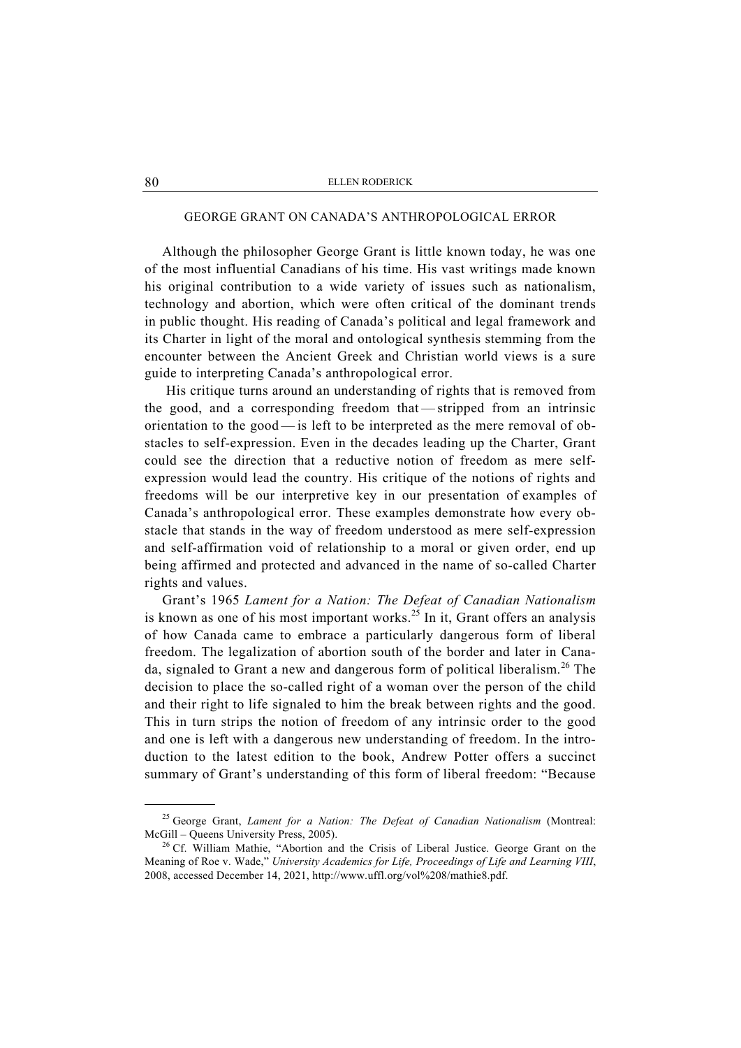## GEORGE GRANT ON CANADA'S ANTHROPOLOGICAL ERROR

Although the philosopher George Grant is little known today, he was one of the most influential Canadians of his time. His vast writings made known his original contribution to a wide variety of issues such as nationalism, technology and abortion, which were often critical of the dominant trends in public thought. His reading of Canada's political and legal framework and its Charter in light of the moral and ontological synthesis stemming from the encounter between the Ancient Greek and Christian world views is a sure guide to interpreting Canada's anthropological error.

His critique turns around an understanding of rights that is removed from the good, and a corresponding freedom that — stripped from an intrinsic orientation to the good — is left to be interpreted as the mere removal of obstacles to self-expression. Even in the decades leading up the Charter, Grant could see the direction that a reductive notion of freedom as mere self-expression would lead the country. His critique of the notions of rights and freedoms will be our interpretive key in our presentation of examples of Canada's anthropological error. These examples demonstrate how every obstacle that stands in the way of freedom understood as mere self-expression and self-affirmation void of relationship to a moral or given order, end up being affirmed and protected and advanced in the name of so-called Charter rights and values.

Grant's 1965 *Lament for a Nation: The Defeat of Canadian Nationalism* is known as one of his most important works.[25] In it, Grant offers an analysis of how Canada came to embrace a particularly dangerous form of liberal freedom. The legalization of abortion south of the border and later in Canada, signaled to Grant a new and dangerous form of political liberalism.[26] The decision to place the so-called right of a woman over the person of the child and their right to life signaled to him the break between rights and the good. This in turn strips the notion of freedom of any intrinsic order to the good and one is left with a dangerous new understanding of freedom. In the introduction to the latest edition to the book, Andrew Potter offers a succinct summary of Grant's understanding of this form of liberal freedom: "Because

---

[25] George Grant, *Lament for a Nation: The Defeat of Canadian Nationalism* (Montreal: McGill – Queens University Press, 2005).

[26] Cf. William Mathie, "Abortion and the Crisis of Liberal Justice. George Grant on the Meaning of Roe v. Wade," *University Academics for Life, Proceedings of Life and Learning VIII*, 2008, accessed December 14, 2021, http://www.uffl.org/vol%208/mathie8.pdf.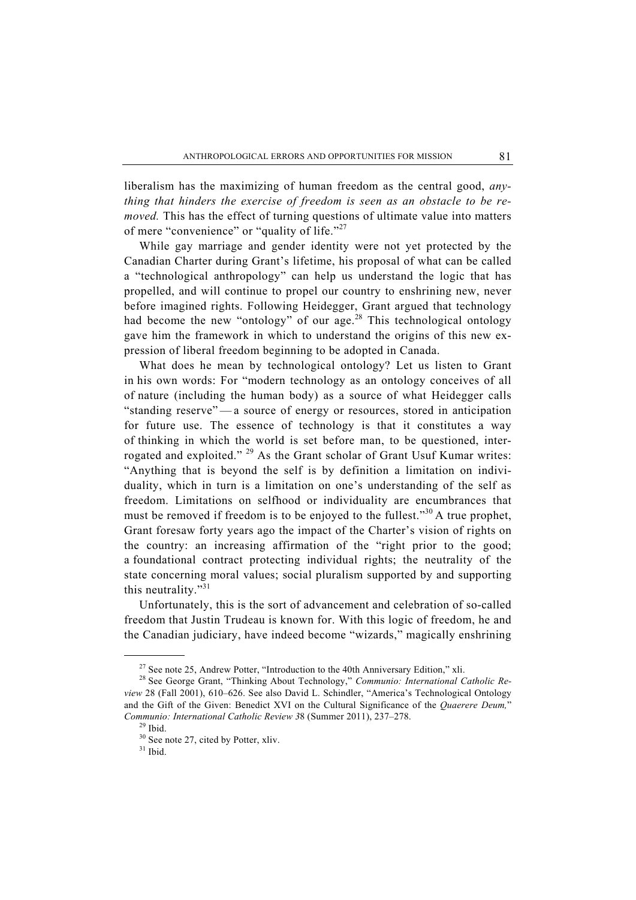liberalism has the maximizing of human freedom as the central good, *anything that hinders the exercise of freedom is seen as an obstacle to be removed.* This has the effect of turning questions of ultimate value into matters of mere "convenience" or "quality of life."[27]

While gay marriage and gender identity were not yet protected by the Canadian Charter during Grant's lifetime, his proposal of what can be called a "technological anthropology" can help us understand the logic that has propelled, and will continue to propel our country to enshrining new, never before imagined rights. Following Heidegger, Grant argued that technology had become the new "ontology" of our age.[28] This technological ontology gave him the framework in which to understand the origins of this new expression of liberal freedom beginning to be adopted in Canada.

What does he mean by technological ontology? Let us listen to Grant in his own words: For "modern technology as an ontology conceives of all of nature (including the human body) as a source of what Heidegger calls "standing reserve" — a source of energy or resources, stored in anticipation for future use. The essence of technology is that it constitutes a way of thinking in which the world is set before man, to be questioned, interrogated and exploited." [29] As the Grant scholar of Grant Usuf Kumar writes: "Anything that is beyond the self is by definition a limitation on individuality, which in turn is a limitation on one's understanding of the self as freedom. Limitations on selfhood or individuality are encumbrances that must be removed if freedom is to be enjoyed to the fullest."[30] A true prophet, Grant foresaw forty years ago the impact of the Charter's vision of rights on the country: an increasing affirmation of the "right prior to the good; a foundational contract protecting individual rights; the neutrality of the state concerning moral values; social pluralism supported by and supporting this neutrality."[31]

Unfortunately, this is the sort of advancement and celebration of so-called freedom that Justin Trudeau is known for. With this logic of freedom, he and the Canadian judiciary, have indeed become "wizards," magically enshrining

---

[27] See note 25, Andrew Potter, "Introduction to the 40th Anniversary Edition," xli.

[28] See George Grant, "Thinking About Technology," *Communio: International Catholic Review* 28 (Fall 2001), 610–626. See also David L. Schindler, "America's Technological Ontology and the Gift of the Given: Benedict XVI on the Cultural Significance of the *Quaerere Deum,*" *Communio: International Catholic Review 3*8 (Summer 2011), 237–278.

[29] Ibid.

[30] See note 27, cited by Potter, xliv.

[31] Ibid.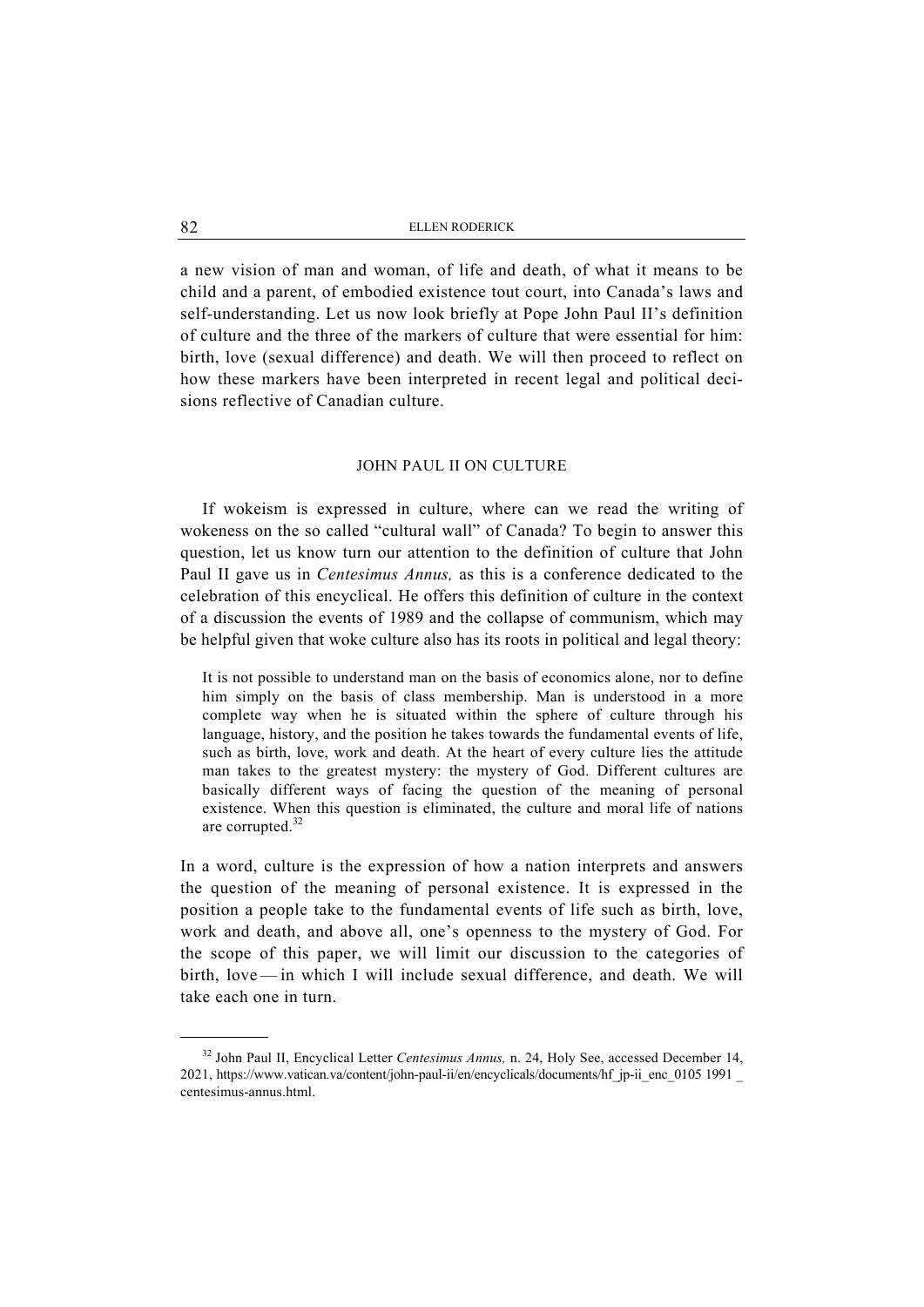a new vision of man and woman, of life and death, of what it means to be child and a parent, of embodied existence tout court, into Canada's laws and self-understanding. Let us now look briefly at Pope John Paul II's definition of culture and the three of the markers of culture that were essential for him: birth, love (sexual difference) and death. We will then proceed to reflect on how these markers have been interpreted in recent legal and political decisions reflective of Canadian culture.

## JOHN PAUL II ON CULTURE

If wokeism is expressed in culture, where can we read the writing of wokeness on the so called "cultural wall" of Canada? To begin to answer this question, let us know turn our attention to the definition of culture that John Paul II gave us in *Centesimus Annus,* as this is a conference dedicated to the celebration of this encyclical. He offers this definition of culture in the context of a discussion the events of 1989 and the collapse of communism, which may be helpful given that woke culture also has its roots in political and legal theory:

> It is not possible to understand man on the basis of economics alone, nor to define him simply on the basis of class membership. Man is understood in a more complete way when he is situated within the sphere of culture through his language, history, and the position he takes towards the fundamental events of life, such as birth, love, work and death. At the heart of every culture lies the attitude man takes to the greatest mystery: the mystery of God. Different cultures are basically different ways of facing the question of the meaning of personal existence. When this question is eliminated, the culture and moral life of nations are corrupted.[32]

In a word, culture is the expression of how a nation interprets and answers the question of the meaning of personal existence. It is expressed in the position a people take to the fundamental events of life such as birth, love, work and death, and above all, one's openness to the mystery of God. For the scope of this paper, we will limit our discussion to the categories of birth, love — in which I will include sexual difference, and death. We will take each one in turn.

---

[32] John Paul II, Encyclical Letter *Centesimus Annus,* n. 24, Holy See, accessed December 14, 2021, https://www.vatican.va/content/john-paul-ii/en/encyclicals/documents/hf_jp-ii_enc_0105 1991 _ centesimus-annus.html.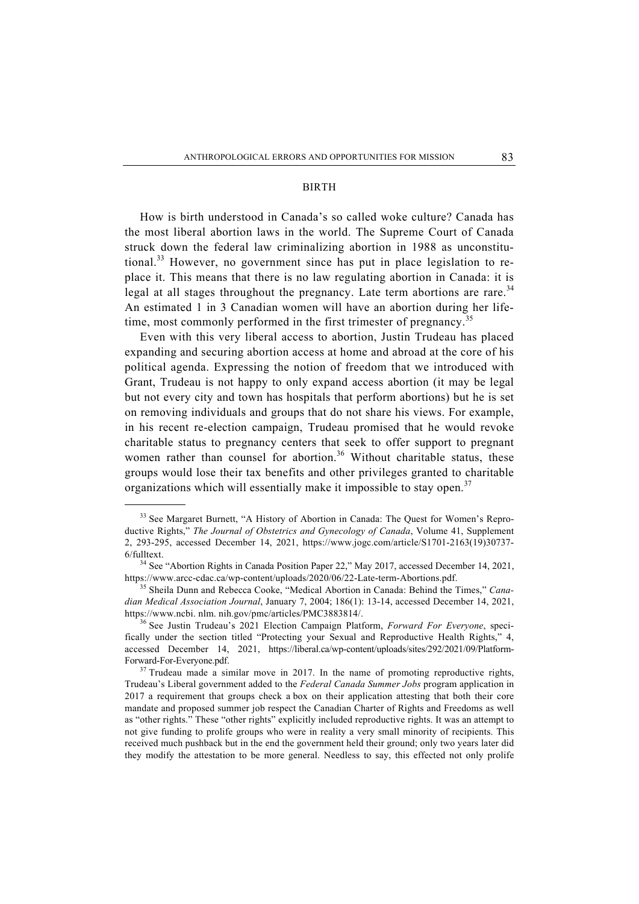## BIRTH

How is birth understood in Canada's so called woke culture? Canada has the most liberal abortion laws in the world. The Supreme Court of Canada struck down the federal law criminalizing abortion in 1988 as unconstitutional.[33] However, no government since has put in place legislation to replace it. This means that there is no law regulating abortion in Canada: it is legal at all stages throughout the pregnancy. Late term abortions are rare.[34] An estimated 1 in 3 Canadian women will have an abortion during her lifetime, most commonly performed in the first trimester of pregnancy.[35]

Even with this very liberal access to abortion, Justin Trudeau has placed expanding and securing abortion access at home and abroad at the core of his political agenda. Expressing the notion of freedom that we introduced with Grant, Trudeau is not happy to only expand access abortion (it may be legal but not every city and town has hospitals that perform abortions) but he is set on removing individuals and groups that do not share his views. For example, in his recent re-election campaign, Trudeau promised that he would revoke charitable status to pregnancy centers that seek to offer support to pregnant women rather than counsel for abortion.[36] Without charitable status, these groups would lose their tax benefits and other privileges granted to charitable organizations which will essentially make it impossible to stay open.[37]

---

[33] See Margaret Burnett, "A History of Abortion in Canada: The Quest for Women's Reproductive Rights," *The Journal of Obstetrics and Gynecology of Canada*, Volume 41, Supplement 2, 293-295, accessed December 14, 2021, https://www.jogc.com/article/S1701-2163(19)30737-6/fulltext.

[34] See "Abortion Rights in Canada Position Paper 22," May 2017, accessed December 14, 2021, https://www.arcc-cdac.ca/wp-content/uploads/2020/06/22-Late-term-Abortions.pdf.

[35] Sheila Dunn and Rebecca Cooke, "Medical Abortion in Canada: Behind the Times," *Canadian Medical Association Journal*, January 7, 2004; 186(1): 13-14, accessed December 14, 2021, https://www.ncbi. nlm. nih.gov/pmc/articles/PMC3883814/.

[36] See Justin Trudeau's 2021 Election Campaign Platform, *Forward For Everyone*, specifically under the section titled "Protecting your Sexual and Reproductive Health Rights," 4, accessed December 14, 2021, https://liberal.ca/wp-content/uploads/sites/292/2021/09/Platform-Forward-For-Everyone.pdf.

[37] Trudeau made a similar move in 2017. In the name of promoting reproductive rights, Trudeau's Liberal government added to the *Federal Canada Summer Jobs* program application in 2017 a requirement that groups check a box on their application attesting that both their core mandate and proposed summer job respect the Canadian Charter of Rights and Freedoms as well as "other rights." These "other rights" explicitly included reproductive rights. It was an attempt to not give funding to prolife groups who were in reality a very small minority of recipients. This received much pushback but in the end the government held their ground; only two years later did they modify the attestation to be more general. Needless to say, this effected not only prolife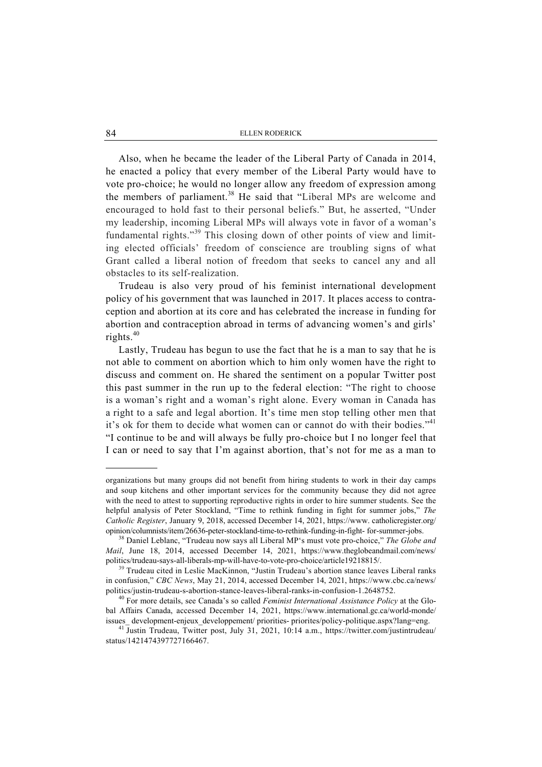Also, when he became the leader of the Liberal Party of Canada in 2014, he enacted a policy that every member of the Liberal Party would have to vote pro-choice; he would no longer allow any freedom of expression among the members of parliament.[38] He said that "Liberal MPs are welcome and encouraged to hold fast to their personal beliefs." But, he asserted, "Under my leadership, incoming Liberal MPs will always vote in favor of a woman's fundamental rights."[39] This closing down of other points of view and limiting elected officials' freedom of conscience are troubling signs of what Grant called a liberal notion of freedom that seeks to cancel any and all obstacles to its self-realization.

Trudeau is also very proud of his feminist international development policy of his government that was launched in 2017. It places access to contraception and abortion at its core and has celebrated the increase in funding for abortion and contraception abroad in terms of advancing women's and girls' rights.[40]

Lastly, Trudeau has begun to use the fact that he is a man to say that he is not able to comment on abortion which to him only women have the right to discuss and comment on. He shared the sentiment on a popular Twitter post this past summer in the run up to the federal election: "The right to choose is a woman's right and a woman's right alone. Every woman in Canada has a right to a safe and legal abortion. It's time men stop telling other men that it's ok for them to decide what women can or cannot do with their bodies."[41] "I continue to be and will always be fully pro-choice but I no longer feel that I can or need to say that I'm against abortion, that's not for me as a man to

---

organizations but many groups did not benefit from hiring students to work in their day camps and soup kitchens and other important services for the community because they did not agree with the need to attest to supporting reproductive rights in order to hire summer students. See the helpful analysis of Peter Stockland, "Time to rethink funding in fight for summer jobs," *The Catholic Register*, January 9, 2018, accessed December 14, 2021, https://www. catholicregister.org/opinion/columnists/item/26636-peter-stockland-time-to-rethink-funding-in-fight- for-summer-jobs.

[38] Daniel Leblanc, "Trudeau now says all Liberal MP's must vote pro-choice," *The Globe and Mail*, June 18, 2014, accessed December 14, 2021, https://www.theglobeandmail.com/news/politics/trudeau-says-all-liberals-mp-will-have-to-vote-pro-choice/article19218815/.

[39] Trudeau cited in Leslie MacKinnon, "Justin Trudeau's abortion stance leaves Liberal ranks in confusion," *CBC News*, May 21, 2014, accessed December 14, 2021, https://www.cbc.ca/news/politics/justin-trudeau-s-abortion-stance-leaves-liberal-ranks-in-confusion-1.2648752.

[40] For more details, see Canada's so called *Feminist International Assistance Policy* at the Global Affairs Canada, accessed December 14, 2021, https://www.international.gc.ca/world-monde/issues_ development-enjeux_developpement/ priorities- priorites/policy-politique.aspx?lang=eng.

[41] Justin Trudeau, Twitter post, July 31, 2021, 10:14 a.m., https://twitter.com/justintrudeau/status/1421474397727166467.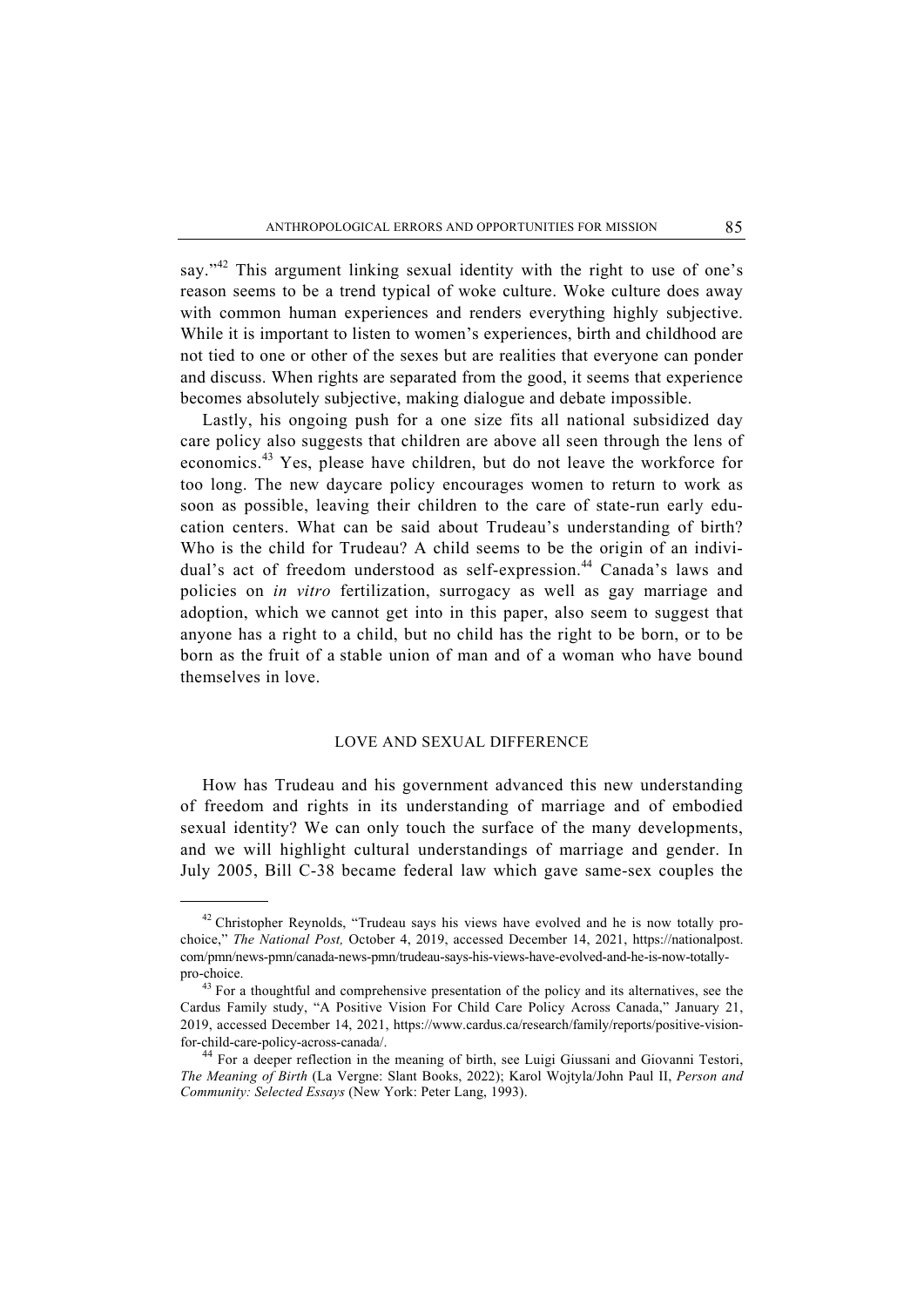say."[42] This argument linking sexual identity with the right to use of one's reason seems to be a trend typical of woke culture. Woke culture does away with common human experiences and renders everything highly subjective. While it is important to listen to women's experiences, birth and childhood are not tied to one or other of the sexes but are realities that everyone can ponder and discuss. When rights are separated from the good, it seems that experience becomes absolutely subjective, making dialogue and debate impossible.

Lastly, his ongoing push for a one size fits all national subsidized day care policy also suggests that children are above all seen through the lens of economics.[43] Yes, please have children, but do not leave the workforce for too long. The new daycare policy encourages women to return to work as soon as possible, leaving their children to the care of state-run early education centers. What can be said about Trudeau's understanding of birth? Who is the child for Trudeau? A child seems to be the origin of an individual's act of freedom understood as self-expression.[44] Canada's laws and policies on *in vitro* fertilization, surrogacy as well as gay marriage and adoption, which we cannot get into in this paper, also seem to suggest that anyone has a right to a child, but no child has the right to be born, or to be born as the fruit of a stable union of man and of a woman who have bound themselves in love.

## LOVE AND SEXUAL DIFFERENCE

How has Trudeau and his government advanced this new understanding of freedom and rights in its understanding of marriage and of embodied sexual identity? We can only touch the surface of the many developments, and we will highlight cultural understandings of marriage and gender. In July 2005, Bill C-38 became federal law which gave same-sex couples the

---

[42] Christopher Reynolds, "Trudeau says his views have evolved and he is now totally pro-choice," *The National Post,* October 4, 2019, accessed December 14, 2021, https://nationalpost.com/pmn/news-pmn/canada-news-pmn/trudeau-says-his-views-have-evolved-and-he-is-now-totally-pro-choice.

[43] For a thoughtful and comprehensive presentation of the policy and its alternatives, see the Cardus Family study, "A Positive Vision For Child Care Policy Across Canada," January 21, 2019, accessed December 14, 2021, https://www.cardus.ca/research/family/reports/positive-vision-for-child-care-policy-across-canada/.

[44] For a deeper reflection in the meaning of birth, see Luigi Giussani and Giovanni Testori, *The Meaning of Birth* (La Vergne: Slant Books, 2022); Karol Wojtyla/John Paul II, *Person and Community: Selected Essays* (New York: Peter Lang, 1993).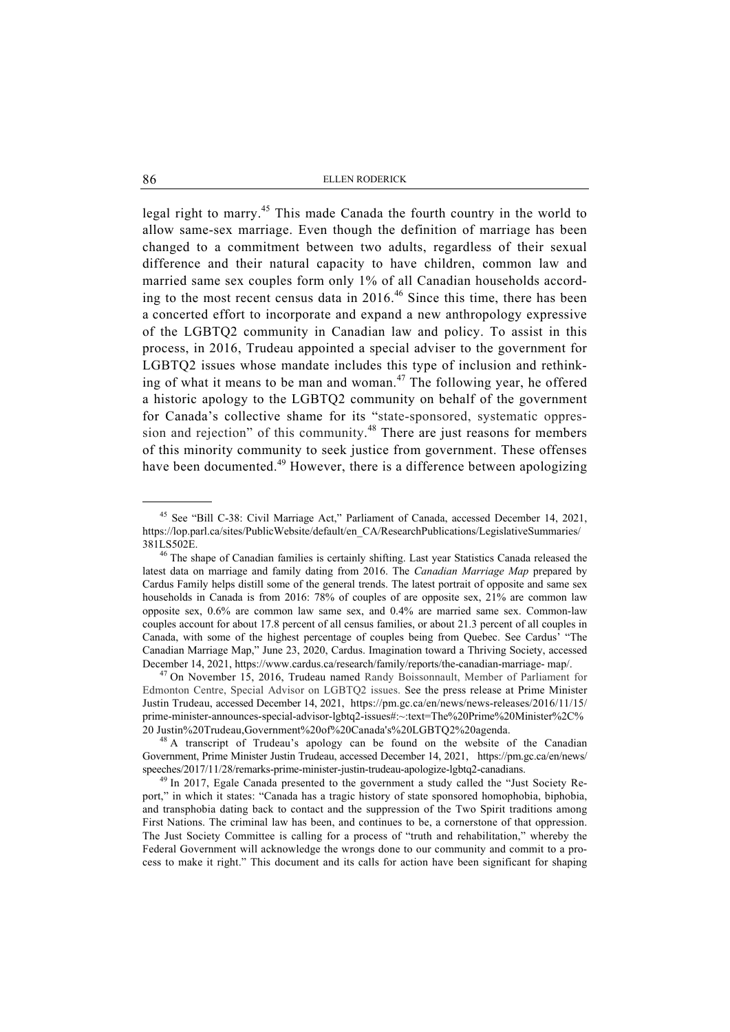legal right to marry.[45] This made Canada the fourth country in the world to allow same-sex marriage. Even though the definition of marriage has been changed to a commitment between two adults, regardless of their sexual difference and their natural capacity to have children, common law and married same sex couples form only 1% of all Canadian households according to the most recent census data in 2016.[46] Since this time, there has been a concerted effort to incorporate and expand a new anthropology expressive of the LGBTQ2 community in Canadian law and policy. To assist in this process, in 2016, Trudeau appointed a special adviser to the government for LGBTQ2 issues whose mandate includes this type of inclusion and rethinking of what it means to be man and woman.[47] The following year, he offered a historic apology to the LGBTQ2 community on behalf of the government for Canada's collective shame for its "state-sponsored, systematic oppression and rejection" of this community.[48] There are just reasons for members of this minority community to seek justice from government. These offenses have been documented.[49] However, there is a difference between apologizing

---

[45] See "Bill C-38: Civil Marriage Act," Parliament of Canada, accessed December 14, 2021, https://lop.parl.ca/sites/PublicWebsite/default/en_CA/ResearchPublications/LegislativeSummaries/381LS502E.

[46] The shape of Canadian families is certainly shifting. Last year Statistics Canada released the latest data on marriage and family dating from 2016. The *Canadian Marriage Map* prepared by Cardus Family helps distill some of the general trends. The latest portrait of opposite and same sex households in Canada is from 2016: 78% of couples of are opposite sex, 21% are common law opposite sex, 0.6% are common law same sex, and 0.4% are married same sex. Common-law couples account for about 17.8 percent of all census families, or about 21.3 percent of all couples in Canada, with some of the highest percentage of couples being from Quebec. See Cardus' "The Canadian Marriage Map," June 23, 2020, Cardus. Imagination toward a Thriving Society, accessed December 14, 2021, https://www.cardus.ca/research/family/reports/the-canadian-marriage- map/.

[47] On November 15, 2016, Trudeau named Randy Boissonnault, Member of Parliament for Edmonton Centre, Special Advisor on LGBTQ2 issues. See the press release at Prime Minister Justin Trudeau, accessed December 14, 2021, https://pm.gc.ca/en/news/news-releases/2016/11/15/prime-minister-announces-special-advisor-lgbtq2-issues#:~:text=The%20Prime%20Minister%2C%20 Justin%20Trudeau,Government%20of%20Canada's%20LGBTQ2%20agenda.

[48] A transcript of Trudeau's apology can be found on the website of the Canadian Government, Prime Minister Justin Trudeau, accessed December 14, 2021, https://pm.gc.ca/en/news/speeches/2017/11/28/remarks-prime-minister-justin-trudeau-apologize-lgbtq2-canadians.

[49] In 2017, Egale Canada presented to the government a study called the "Just Society Report," in which it states: "Canada has a tragic history of state sponsored homophobia, biphobia, and transphobia dating back to contact and the suppression of the Two Spirit traditions among First Nations. The criminal law has been, and continues to be, a cornerstone of that oppression. The Just Society Committee is calling for a process of "truth and rehabilitation," whereby the Federal Government will acknowledge the wrongs done to our community and commit to a process to make it right." This document and its calls for action have been significant for shaping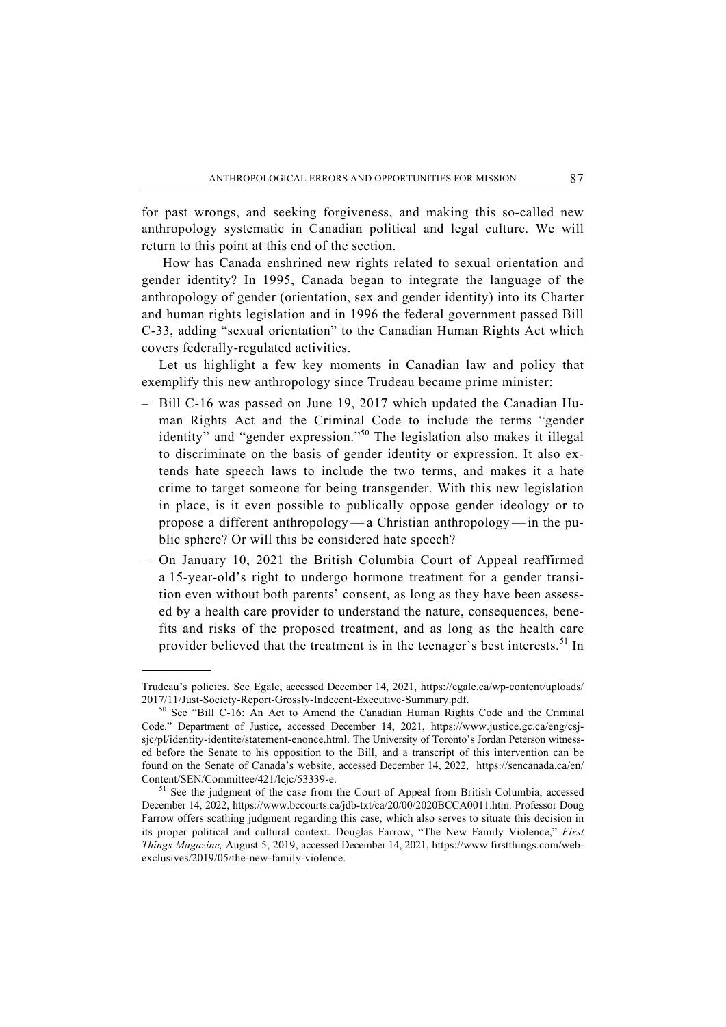for past wrongs, and seeking forgiveness, and making this so-called new anthropology systematic in Canadian political and legal culture. We will return to this point at this end of the section.

How has Canada enshrined new rights related to sexual orientation and gender identity? In 1995, Canada began to integrate the language of the anthropology of gender (orientation, sex and gender identity) into its Charter and human rights legislation and in 1996 the federal government passed Bill C-33, adding "sexual orientation" to the Canadian Human Rights Act which covers federally-regulated activities.

Let us highlight a few key moments in Canadian law and policy that exemplify this new anthropology since Trudeau became prime minister:

- Bill C-16 was passed on June 19, 2017 which updated the Canadian Human Rights Act and the Criminal Code to include the terms "gender identity" and "gender expression."[50] The legislation also makes it illegal to discriminate on the basis of gender identity or expression. It also extends hate speech laws to include the two terms, and makes it a hate crime to target someone for being transgender. With this new legislation in place, is it even possible to publically oppose gender ideology or to propose a different anthropology — a Christian anthropology — in the public sphere? Or will this be considered hate speech?
- On January 10, 2021 the British Columbia Court of Appeal reaffirmed a 15-year-old's right to undergo hormone treatment for a gender transition even without both parents' consent, as long as they have been assessed by a health care provider to understand the nature, consequences, benefits and risks of the proposed treatment, and as long as the health care provider believed that the treatment is in the teenager's best interests.[51] In

---

Trudeau's policies. See Egale, accessed December 14, 2021, https://egale.ca/wp-content/uploads/2017/11/Just-Society-Report-Grossly-Indecent-Executive-Summary.pdf.

[50] See "Bill C-16: An Act to Amend the Canadian Human Rights Code and the Criminal Code." Department of Justice, accessed December 14, 2021, https://www.justice.gc.ca/eng/csj-sjc/pl/identity-identite/statement-enonce.html. The University of Toronto's Jordan Peterson witnessed before the Senate to his opposition to the Bill, and a transcript of this intervention can be found on the Senate of Canada's website, accessed December 14, 2022, https://sencanada.ca/en/Content/SEN/Committee/421/lcjc/53339-e.

[51] See the judgment of the case from the Court of Appeal from British Columbia, accessed December 14, 2022, https://www.bccourts.ca/jdb-txt/ca/20/00/2020BCCA0011.htm. Professor Doug Farrow offers scathing judgment regarding this case, which also serves to situate this decision in its proper political and cultural context. Douglas Farrow, "The New Family Violence," *First Things Magazine,* August 5, 2019, accessed December 14, 2021, https://www.firstthings.com/web-exclusives/2019/05/the-new-family-violence.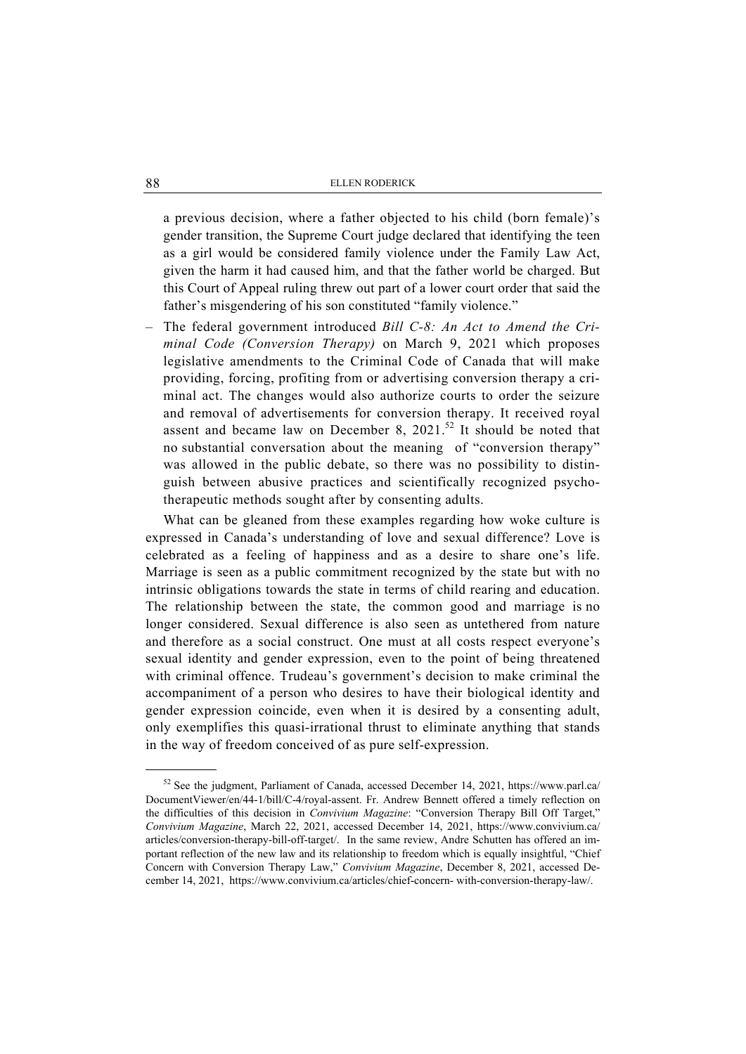a previous decision, where a father objected to his child (born female)'s gender transition, the Supreme Court judge declared that identifying the teen as a girl would be considered family violence under the Family Law Act, given the harm it had caused him, and that the father world be charged. But this Court of Appeal ruling threw out part of a lower court order that said the father's misgendering of his son constituted "family violence."

– The federal government introduced *Bill C-8: An Act to Amend the Criminal Code (Conversion Therapy)* on March 9, 2021 which proposes legislative amendments to the Criminal Code of Canada that will make providing, forcing, profiting from or advertising conversion therapy a criminal act. The changes would also authorize courts to order the seizure and removal of advertisements for conversion therapy. It received royal assent and became law on December 8, 2021.[52] It should be noted that no substantial conversation about the meaning of "conversion therapy" was allowed in the public debate, so there was no possibility to distinguish between abusive practices and scientifically recognized psychotherapeutic methods sought after by consenting adults.

What can be gleaned from these examples regarding how woke culture is expressed in Canada's understanding of love and sexual difference? Love is celebrated as a feeling of happiness and as a desire to share one's life. Marriage is seen as a public commitment recognized by the state but with no intrinsic obligations towards the state in terms of child rearing and education. The relationship between the state, the common good and marriage is no longer considered. Sexual difference is also seen as untethered from nature and therefore as a social construct. One must at all costs respect everyone's sexual identity and gender expression, even to the point of being threatened with criminal offence. Trudeau's government's decision to make criminal the accompaniment of a person who desires to have their biological identity and gender expression coincide, even when it is desired by a consenting adult, only exemplifies this quasi-irrational thrust to eliminate anything that stands in the way of freedom conceived of as pure self-expression.

[52] See the judgment, Parliament of Canada, accessed December 14, 2021, https://www.parl.ca/DocumentViewer/en/44-1/bill/C-4/royal-assent. Fr. Andrew Bennett offered a timely reflection on the difficulties of this decision in *Convivium Magazine*: "Conversion Therapy Bill Off Target," *Convivium Magazine*, March 22, 2021, accessed December 14, 2021, https://www.convivium.ca/articles/conversion-therapy-bill-off-target/. In the same review, Andre Schutten has offered an important reflection of the new law and its relationship to freedom which is equally insightful, "Chief Concern with Conversion Therapy Law," *Convivium Magazine*, December 8, 2021, accessed December 14, 2021, https://www.convivium.ca/articles/chief-concern- with-conversion-therapy-law/.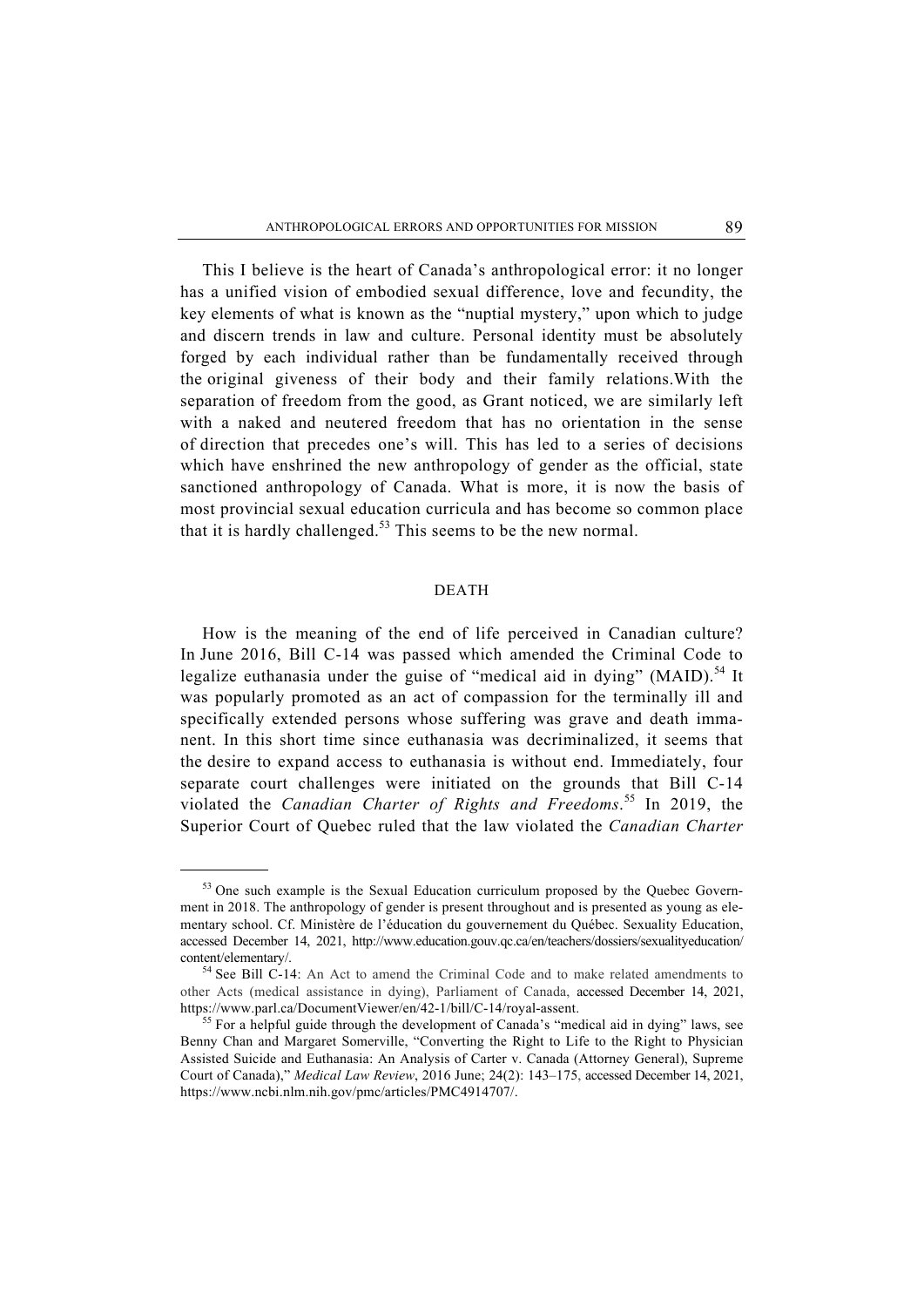This I believe is the heart of Canada's anthropological error: it no longer has a unified vision of embodied sexual difference, love and fecundity, the key elements of what is known as the "nuptial mystery," upon which to judge and discern trends in law and culture. Personal identity must be absolutely forged by each individual rather than be fundamentally received through the original giveness of their body and their family relations.With the separation of freedom from the good, as Grant noticed, we are similarly left with a naked and neutered freedom that has no orientation in the sense of direction that precedes one's will. This has led to a series of decisions which have enshrined the new anthropology of gender as the official, state sanctioned anthropology of Canada. What is more, it is now the basis of most provincial sexual education curricula and has become so common place that it is hardly challenged.[53] This seems to be the new normal.

## DEATH

How is the meaning of the end of life perceived in Canadian culture? In June 2016, Bill C-14 was passed which amended the Criminal Code to legalize euthanasia under the guise of "medical aid in dying" (MAID).[54] It was popularly promoted as an act of compassion for the terminally ill and specifically extended persons whose suffering was grave and death immanent. In this short time since euthanasia was decriminalized, it seems that the desire to expand access to euthanasia is without end. Immediately, four separate court challenges were initiated on the grounds that Bill C-14 violated the *Canadian Charter of Rights and Freedoms*.[55] In 2019, the Superior Court of Quebec ruled that the law violated the *Canadian Charter*

---

[53] One such example is the Sexual Education curriculum proposed by the Quebec Government in 2018. The anthropology of gender is present throughout and is presented as young as elementary school. Cf. Ministère de l'éducation du gouvernement du Québec. Sexuality Education, accessed December 14, 2021, http://www.education.gouv.qc.ca/en/teachers/dossiers/sexualityeducation/content/elementary/.

[54] See Bill C-14: An Act to amend the Criminal Code and to make related amendments to other Acts (medical assistance in dying), Parliament of Canada, accessed December 14, 2021, https://www.parl.ca/DocumentViewer/en/42-1/bill/C-14/royal-assent.

[55] For a helpful guide through the development of Canada's "medical aid in dying" laws, see Benny Chan and Margaret Somerville, "Converting the Right to Life to the Right to Physician Assisted Suicide and Euthanasia: An Analysis of Carter v. Canada (Attorney General), Supreme Court of Canada)," *Medical Law Review*, 2016 June; 24(2): 143–175, accessed December 14, 2021, https://www.ncbi.nlm.nih.gov/pmc/articles/PMC4914707/.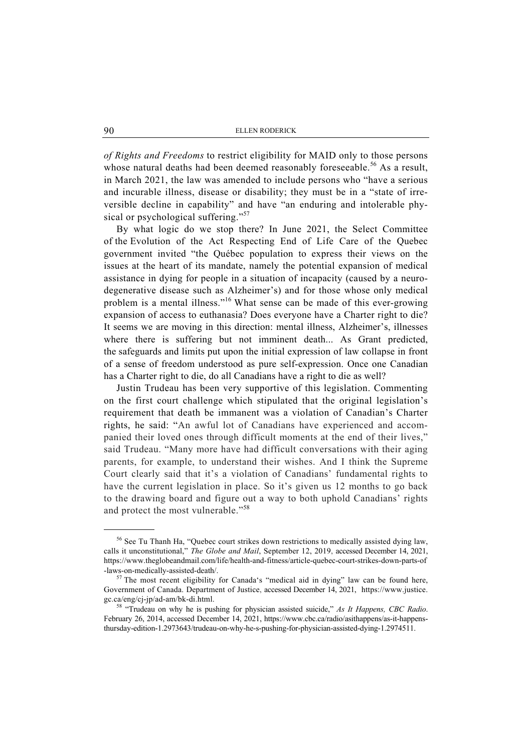*of Rights and Freedoms* to restrict eligibility for MAID only to those persons whose natural deaths had been deemed reasonably foreseeable.[56] As a result, in March 2021, the law was amended to include persons who "have a serious and incurable illness, disease or disability; they must be in a "state of irreversible decline in capability" and have "an enduring and intolerable physical or psychological suffering."[57]

By what logic do we stop there? In June 2021, the Select Committee of the Evolution of the Act Respecting End of Life Care of the Quebec government invited "the Québec population to express their views on the issues at the heart of its mandate, namely the potential expansion of medical assistance in dying for people in a situation of incapacity (caused by a neurodegenerative disease such as Alzheimer's) and for those whose only medical problem is a mental illness."[16] What sense can be made of this ever-growing expansion of access to euthanasia? Does everyone have a Charter right to die? It seems we are moving in this direction: mental illness, Alzheimer's, illnesses where there is suffering but not imminent death... As Grant predicted, the safeguards and limits put upon the initial expression of law collapse in front of a sense of freedom understood as pure self-expression. Once one Canadian has a Charter right to die, do all Canadians have a right to die as well?

Justin Trudeau has been very supportive of this legislation. Commenting on the first court challenge which stipulated that the original legislation's requirement that death be immanent was a violation of Canadian's Charter rights, he said: "An awful lot of Canadians have experienced and accompanied their loved ones through difficult moments at the end of their lives," said Trudeau. "Many more have had difficult conversations with their aging parents, for example, to understand their wishes. And I think the Supreme Court clearly said that it's a violation of Canadians' fundamental rights to have the current legislation in place. So it's given us 12 months to go back to the drawing board and figure out a way to both uphold Canadians' rights and protect the most vulnerable."[58]

---

[56] See Tu Thanh Ha, "Quebec court strikes down restrictions to medically assisted dying law, calls it unconstitutional," *The Globe and Mail*, September 12, 2019, accessed December 14, 2021, https://www.theglobeandmail.com/life/health-and-fitness/article-quebec-court-strikes-down-parts-of-laws-on-medically-assisted-death/.

[57] The most recent eligibility for Canada's "medical aid in dying" law can be found here, Government of Canada. Department of Justice, accessed December 14, 2021, https://www.justice.gc.ca/eng/cj-jp/ad-am/bk-di.html.

[58] "Trudeau on why he is pushing for physician assisted suicide," *As It Happens, CBC Radio*. February 26, 2014, accessed December 14, 2021, https://www.cbc.ca/radio/asithappens/as-it-happens-thursday-edition-1.2973643/trudeau-on-why-he-s-pushing-for-physician-assisted-dying-1.2974511.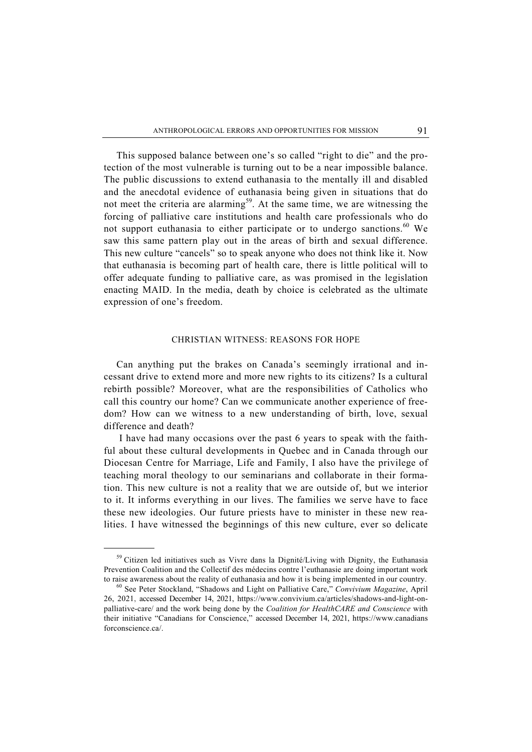This supposed balance between one's so called "right to die" and the protection of the most vulnerable is turning out to be a near impossible balance. The public discussions to extend euthanasia to the mentally ill and disabled and the anecdotal evidence of euthanasia being given in situations that do not meet the criteria are alarming[59]. At the same time, we are witnessing the forcing of palliative care institutions and health care professionals who do not support euthanasia to either participate or to undergo sanctions.[60] We saw this same pattern play out in the areas of birth and sexual difference. This new culture "cancels" so to speak anyone who does not think like it. Now that euthanasia is becoming part of health care, there is little political will to offer adequate funding to palliative care, as was promised in the legislation enacting MAID. In the media, death by choice is celebrated as the ultimate expression of one's freedom.

## CHRISTIAN WITNESS: REASONS FOR HOPE

Can anything put the brakes on Canada's seemingly irrational and incessant drive to extend more and more new rights to its citizens? Is a cultural rebirth possible? Moreover, what are the responsibilities of Catholics who call this country our home? Can we communicate another experience of freedom? How can we witness to a new understanding of birth, love, sexual difference and death?

I have had many occasions over the past 6 years to speak with the faithful about these cultural developments in Quebec and in Canada through our Diocesan Centre for Marriage, Life and Family, I also have the privilege of teaching moral theology to our seminarians and collaborate in their formation. This new culture is not a reality that we are outside of, but we interior to it. It informs everything in our lives. The families we serve have to face these new ideologies. Our future priests have to minister in these new realities. I have witnessed the beginnings of this new culture, ever so delicate

---

[59] Citizen led initiatives such as Vivre dans la Dignité/Living with Dignity, the Euthanasia Prevention Coalition and the Collectif des médecins contre l'euthanasie are doing important work to raise awareness about the reality of euthanasia and how it is being implemented in our country.

[60] See Peter Stockland, "Shadows and Light on Palliative Care," *Convivium Magazine*, April 26, 2021, accessed December 14, 2021, https://www.convivium.ca/articles/shadows-and-light-on-palliative-care/ and the work being done by the *Coalition for HealthCARE and Conscience* with their initiative "Canadians for Conscience," accessed December 14, 2021, https://www.canadiansforconscience.ca/.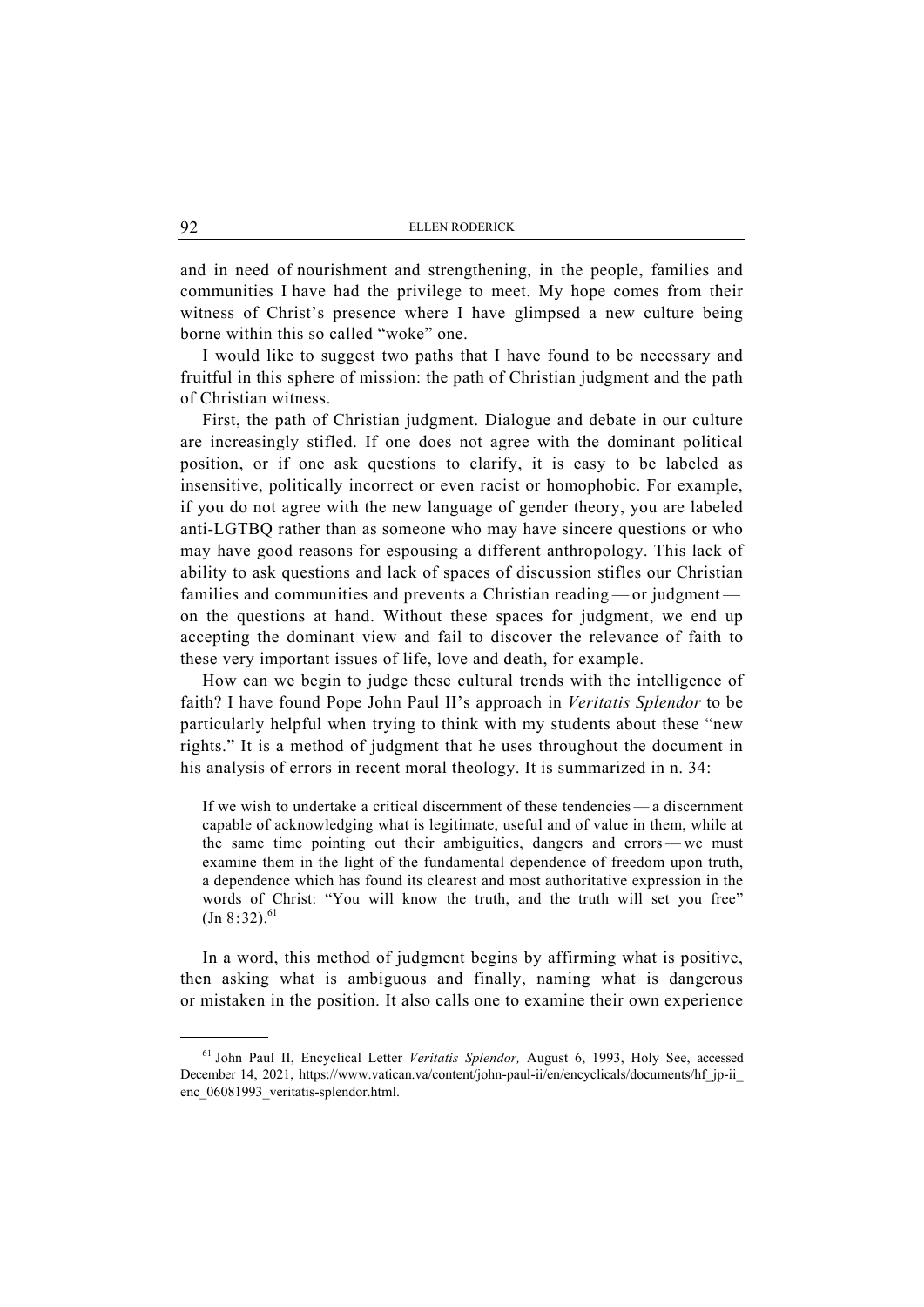and in need of nourishment and strengthening, in the people, families and communities I have had the privilege to meet. My hope comes from their witness of Christ's presence where I have glimpsed a new culture being borne within this so called "woke" one.

I would like to suggest two paths that I have found to be necessary and fruitful in this sphere of mission: the path of Christian judgment and the path of Christian witness.

First, the path of Christian judgment. Dialogue and debate in our culture are increasingly stifled. If one does not agree with the dominant political position, or if one ask questions to clarify, it is easy to be labeled as insensitive, politically incorrect or even racist or homophobic. For example, if you do not agree with the new language of gender theory, you are labeled anti-LGTBQ rather than as someone who may have sincere questions or who may have good reasons for espousing a different anthropology. This lack of ability to ask questions and lack of spaces of discussion stifles our Christian families and communities and prevents a Christian reading — or judgment — on the questions at hand. Without these spaces for judgment, we end up accepting the dominant view and fail to discover the relevance of faith to these very important issues of life, love and death, for example.

How can we begin to judge these cultural trends with the intelligence of faith? I have found Pope John Paul II's approach in *Veritatis Splendor* to be particularly helpful when trying to think with my students about these "new rights." It is a method of judgment that he uses throughout the document in his analysis of errors in recent moral theology. It is summarized in n. 34:

> If we wish to undertake a critical discernment of these tendencies — a discernment capable of acknowledging what is legitimate, useful and of value in them, while at the same time pointing out their ambiguities, dangers and errors — we must examine them in the light of the fundamental dependence of freedom upon truth, a dependence which has found its clearest and most authoritative expression in the words of Christ: "You will know the truth, and the truth will set you free" (Jn 8:32).[61]

In a word, this method of judgment begins by affirming what is positive, then asking what is ambiguous and finally, naming what is dangerous or mistaken in the position. It also calls one to examine their own experience

---

[61] John Paul II, Encyclical Letter *Veritatis Splendor,* August 6, 1993, Holy See, accessed December 14, 2021, https://www.vatican.va/content/john-paul-ii/en/encyclicals/documents/hf_jp-ii_enc_06081993_veritatis-splendor.html.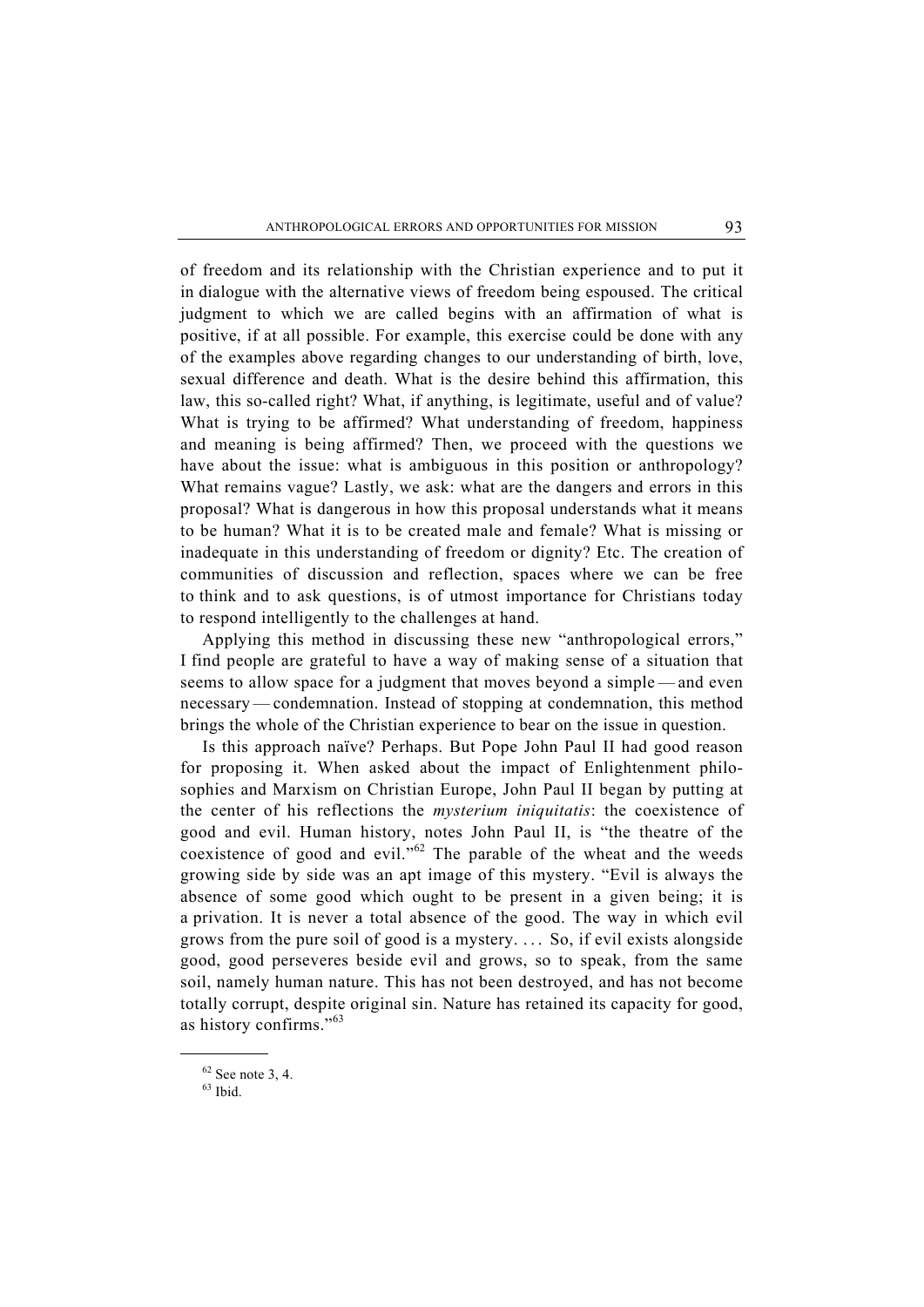of freedom and its relationship with the Christian experience and to put it in dialogue with the alternative views of freedom being espoused. The critical judgment to which we are called begins with an affirmation of what is positive, if at all possible. For example, this exercise could be done with any of the examples above regarding changes to our understanding of birth, love, sexual difference and death. What is the desire behind this affirmation, this law, this so-called right? What, if anything, is legitimate, useful and of value? What is trying to be affirmed? What understanding of freedom, happiness and meaning is being affirmed? Then, we proceed with the questions we have about the issue: what is ambiguous in this position or anthropology? What remains vague? Lastly, we ask: what are the dangers and errors in this proposal? What is dangerous in how this proposal understands what it means to be human? What it is to be created male and female? What is missing or inadequate in this understanding of freedom or dignity? Etc. The creation of communities of discussion and reflection, spaces where we can be free to think and to ask questions, is of utmost importance for Christians today to respond intelligently to the challenges at hand.

Applying this method in discussing these new "anthropological errors," I find people are grateful to have a way of making sense of a situation that seems to allow space for a judgment that moves beyond a simple — and even necessary — condemnation. Instead of stopping at condemnation, this method brings the whole of the Christian experience to bear on the issue in question.

Is this approach naïve? Perhaps. But Pope John Paul II had good reason for proposing it. When asked about the impact of Enlightenment philosophies and Marxism on Christian Europe, John Paul II began by putting at the center of his reflections the *mysterium iniquitatis*: the coexistence of good and evil. Human history, notes John Paul II, is "the theatre of the coexistence of good and evil."[62] The parable of the wheat and the weeds growing side by side was an apt image of this mystery. "Evil is always the absence of some good which ought to be present in a given being; it is a privation. It is never a total absence of the good. The way in which evil grows from the pure soil of good is a mystery. . . . So, if evil exists alongside good, good perseveres beside evil and grows, so to speak, from the same soil, namely human nature. This has not been destroyed, and has not become totally corrupt, despite original sin. Nature has retained its capacity for good, as history confirms."[63]

---

[62] See note 3, 4.

[63] Ibid.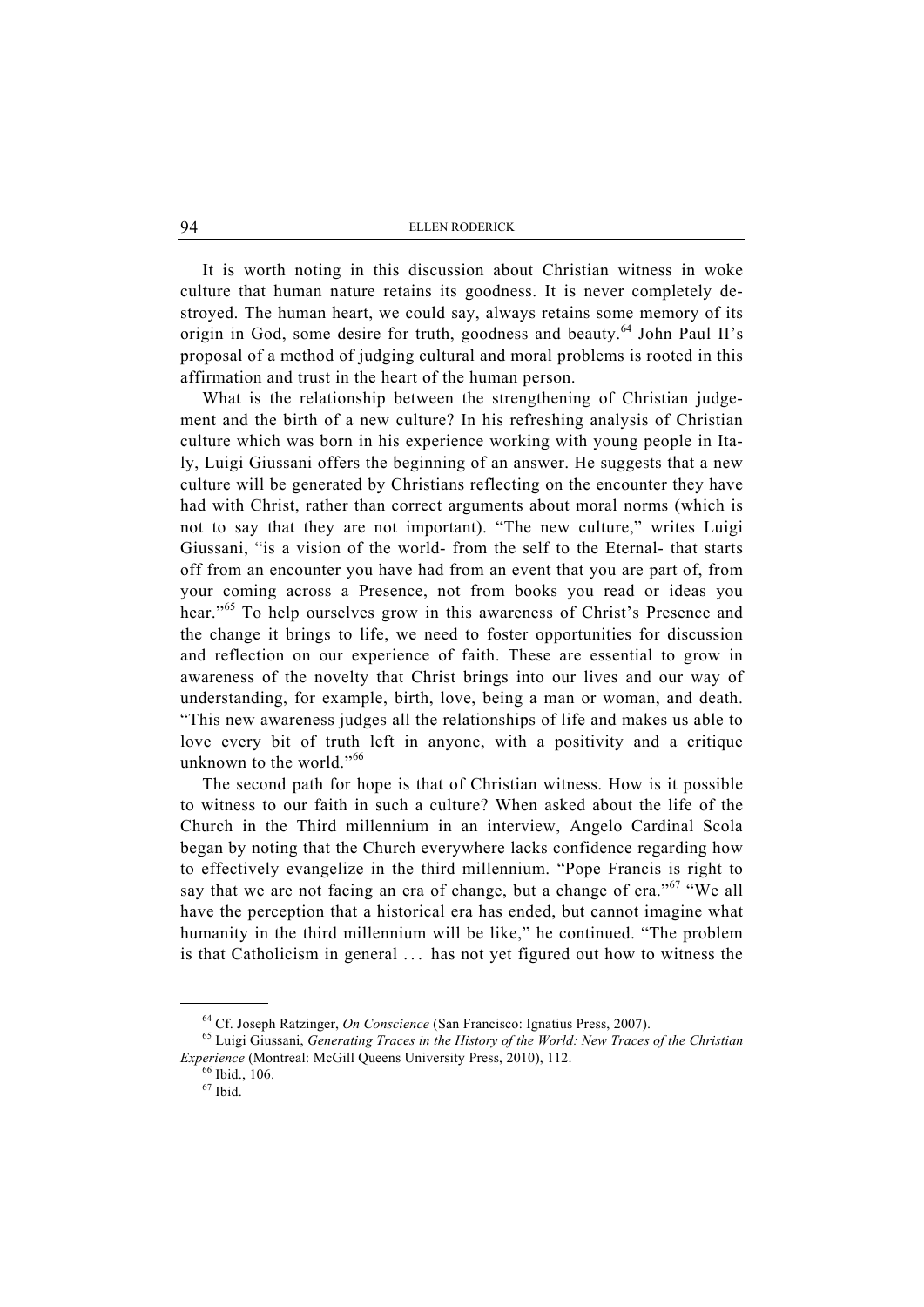It is worth noting in this discussion about Christian witness in woke culture that human nature retains its goodness. It is never completely destroyed. The human heart, we could say, always retains some memory of its origin in God, some desire for truth, goodness and beauty.[64] John Paul II's proposal of a method of judging cultural and moral problems is rooted in this affirmation and trust in the heart of the human person.

What is the relationship between the strengthening of Christian judgement and the birth of a new culture? In his refreshing analysis of Christian culture which was born in his experience working with young people in Italy, Luigi Giussani offers the beginning of an answer. He suggests that a new culture will be generated by Christians reflecting on the encounter they have had with Christ, rather than correct arguments about moral norms (which is not to say that they are not important). "The new culture," writes Luigi Giussani, "is a vision of the world- from the self to the Eternal- that starts off from an encounter you have had from an event that you are part of, from your coming across a Presence, not from books you read or ideas you hear."[65] To help ourselves grow in this awareness of Christ's Presence and the change it brings to life, we need to foster opportunities for discussion and reflection on our experience of faith. These are essential to grow in awareness of the novelty that Christ brings into our lives and our way of understanding, for example, birth, love, being a man or woman, and death. "This new awareness judges all the relationships of life and makes us able to love every bit of truth left in anyone, with a positivity and a critique unknown to the world."[66]

The second path for hope is that of Christian witness. How is it possible to witness to our faith in such a culture? When asked about the life of the Church in the Third millennium in an interview, Angelo Cardinal Scola began by noting that the Church everywhere lacks confidence regarding how to effectively evangelize in the third millennium. "Pope Francis is right to say that we are not facing an era of change, but a change of era."[67] "We all have the perception that a historical era has ended, but cannot imagine what humanity in the third millennium will be like," he continued. "The problem is that Catholicism in general ... has not yet figured out how to witness the

---

[64] Cf. Joseph Ratzinger, *On Conscience* (San Francisco: Ignatius Press, 2007).

[65] Luigi Giussani, *Generating Traces in the History of the World: New Traces of the Christian Experience* (Montreal: McGill Queens University Press, 2010), 112.

[66] Ibid., 106.

[67] Ibid.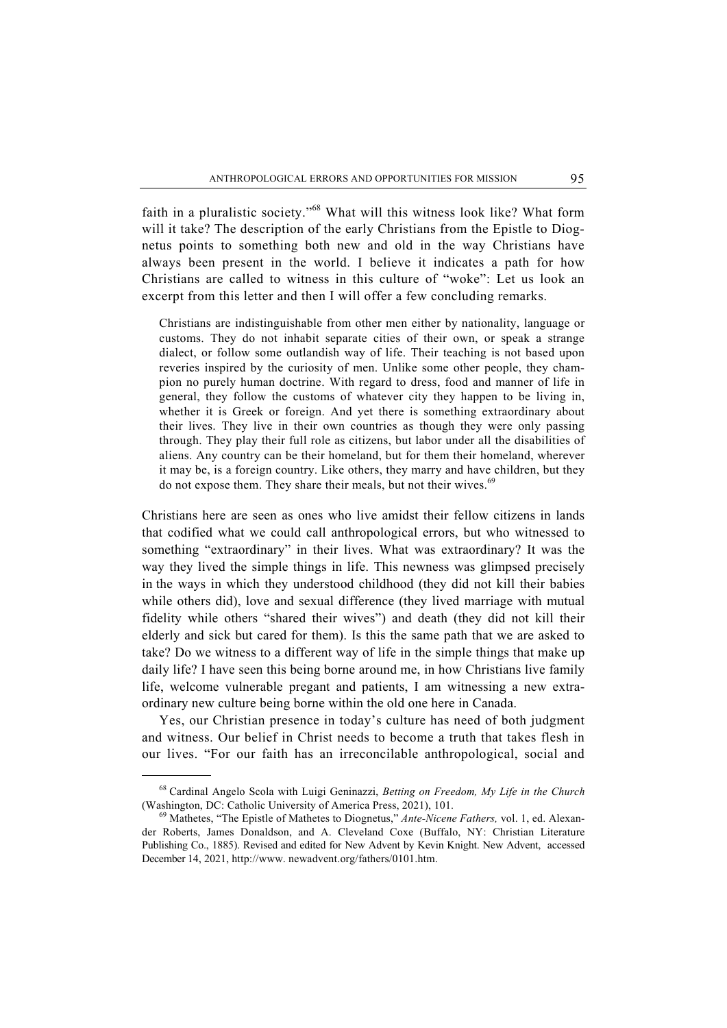faith in a pluralistic society."[68] What will this witness look like? What form will it take? The description of the early Christians from the Epistle to Diognetus points to something both new and old in the way Christians have always been present in the world. I believe it indicates a path for how Christians are called to witness in this culture of "woke": Let us look an excerpt from this letter and then I will offer a few concluding remarks.

> Christians are indistinguishable from other men either by nationality, language or customs. They do not inhabit separate cities of their own, or speak a strange dialect, or follow some outlandish way of life. Their teaching is not based upon reveries inspired by the curiosity of men. Unlike some other people, they champion no purely human doctrine. With regard to dress, food and manner of life in general, they follow the customs of whatever city they happen to be living in, whether it is Greek or foreign. And yet there is something extraordinary about their lives. They live in their own countries as though they were only passing through. They play their full role as citizens, but labor under all the disabilities of aliens. Any country can be their homeland, but for them their homeland, wherever it may be, is a foreign country. Like others, they marry and have children, but they do not expose them. They share their meals, but not their wives.[69]

Christians here are seen as ones who live amidst their fellow citizens in lands that codified what we could call anthropological errors, but who witnessed to something "extraordinary" in their lives. What was extraordinary? It was the way they lived the simple things in life. This newness was glimpsed precisely in the ways in which they understood childhood (they did not kill their babies while others did), love and sexual difference (they lived marriage with mutual fidelity while others "shared their wives") and death (they did not kill their elderly and sick but cared for them). Is this the same path that we are asked to take? Do we witness to a different way of life in the simple things that make up daily life? I have seen this being borne around me, in how Christians live family life, welcome vulnerable pregant and patients, I am witnessing a new extraordinary new culture being borne within the old one here in Canada.

Yes, our Christian presence in today's culture has need of both judgment and witness. Our belief in Christ needs to become a truth that takes flesh in our lives. "For our faith has an irreconcilable anthropological, social and

---

[68] Cardinal Angelo Scola with Luigi Geninazzi, *Betting on Freedom, My Life in the Church* (Washington, DC: Catholic University of America Press, 2021), 101.

[69] Mathetes, "The Epistle of Mathetes to Diognetus," *Ante-Nicene Fathers,* vol. 1, ed. Alexander Roberts, James Donaldson, and A. Cleveland Coxe (Buffalo, NY: Christian Literature Publishing Co., 1885). Revised and edited for New Advent by Kevin Knight. New Advent, accessed December 14, 2021, http://www. newadvent.org/fathers/0101.htm.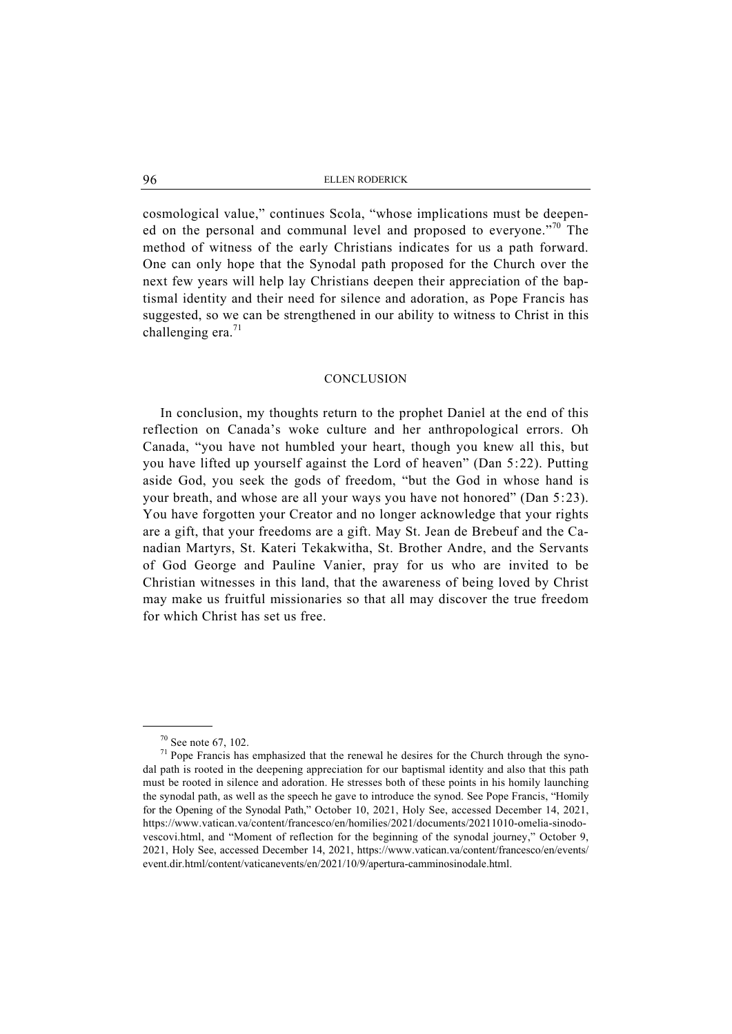cosmological value," continues Scola, "whose implications must be deepened on the personal and communal level and proposed to everyone."[70] The method of witness of the early Christians indicates for us a path forward. One can only hope that the Synodal path proposed for the Church over the next few years will help lay Christians deepen their appreciation of the baptismal identity and their need for silence and adoration, as Pope Francis has suggested, so we can be strengthened in our ability to witness to Christ in this challenging era.[71]

## CONCLUSION

In conclusion, my thoughts return to the prophet Daniel at the end of this reflection on Canada's woke culture and her anthropological errors. Oh Canada, "you have not humbled your heart, though you knew all this, but you have lifted up yourself against the Lord of heaven" (Dan 5:22). Putting aside God, you seek the gods of freedom, "but the God in whose hand is your breath, and whose are all your ways you have not honored" (Dan 5:23). You have forgotten your Creator and no longer acknowledge that your rights are a gift, that your freedoms are a gift. May St. Jean de Brebeuf and the Canadian Martyrs, St. Kateri Tekakwitha, St. Brother Andre, and the Servants of God George and Pauline Vanier, pray for us who are invited to be Christian witnesses in this land, that the awareness of being loved by Christ may make us fruitful missionaries so that all may discover the true freedom for which Christ has set us free.

---

[70] See note 67, 102.

[71] Pope Francis has emphasized that the renewal he desires for the Church through the synodal path is rooted in the deepening appreciation for our baptismal identity and also that this path must be rooted in silence and adoration. He stresses both of these points in his homily launching the synodal path, as well as the speech he gave to introduce the synod. See Pope Francis, "Homily for the Opening of the Synodal Path," October 10, 2021, Holy See, accessed December 14, 2021, https://www.vatican.va/content/francesco/en/homilies/2021/documents/20211010-omelia-sinodo-vescovi.html, and "Moment of reflection for the beginning of the synodal journey," October 9, 2021, Holy See, accessed December 14, 2021, https://www.vatican.va/content/francesco/en/events/event.dir.html/content/vaticanevents/en/2021/10/9/apertura-camminosinodale.html.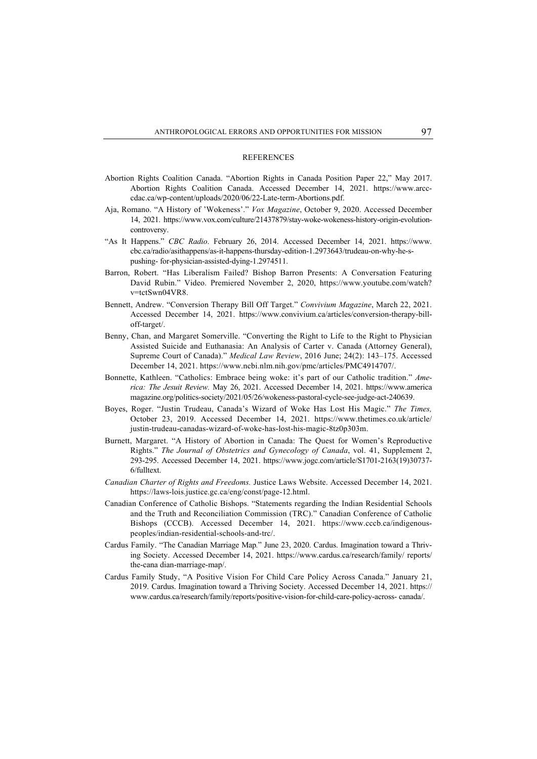# REFERENCES

Abortion Rights Coalition Canada. "Abortion Rights in Canada Position Paper 22," May 2017. Abortion Rights Coalition Canada. Accessed December 14, 2021. https://www.arcc-cdac.ca/wp-content/uploads/2020/06/22-Late-term-Abortions.pdf.

Aja, Romano. "A History of 'Wokeness'." *Vox Magazine*, October 9, 2020. Accessed December 14, 2021. https://www.vox.com/culture/21437879/stay-woke-wokeness-history-origin-evolution-controversy.

"As It Happens." *CBC Radio*. February 26, 2014. Accessed December 14, 2021. https://www.cbc.ca/radio/asithappens/as-it-happens-thursday-edition-1.2973643/trudeau-on-why-he-s-pushing- for-physician-assisted-dying-1.2974511.

Barron, Robert. "Has Liberalism Failed? Bishop Barron Presents: A Conversation Featuring David Rubin." Video. Premiered November 2, 2020, https://www.youtube.com/watch?v=tctSwn04VR8.

Bennett, Andrew. "Conversion Therapy Bill Off Target." *Convivium Magazine*, March 22, 2021. Accessed December 14, 2021. https://www.convivium.ca/articles/conversion-therapy-bill-off-target/.

Benny, Chan, and Margaret Somerville. "Converting the Right to Life to the Right to Physician Assisted Suicide and Euthanasia: An Analysis of Carter v. Canada (Attorney General), Supreme Court of Canada)." *Medical Law Review*, 2016 June; 24(2): 143–175. Accessed December 14, 2021. https://www.ncbi.nlm.nih.gov/pmc/articles/PMC4914707/.

Bonnette, Kathleen. "Catholics: Embrace being woke: it's part of our Catholic tradition." *America: The Jesuit Review.* May 26, 2021. Accessed December 14, 2021. https://www.americamagazine.org/politics-society/2021/05/26/wokeness-pastoral-cycle-see-judge-act-240639.

Boyes, Roger. "Justin Trudeau, Canada's Wizard of Woke Has Lost His Magic." *The Times,* October 23, 2019. Accessed December 14, 2021. https://www.thetimes.co.uk/article/justin-trudeau-canadas-wizard-of-woke-has-lost-his-magic-8tz0p303m.

Burnett, Margaret. "A History of Abortion in Canada: The Quest for Women's Reproductive Rights." *The Journal of Obstetrics and Gynecology of Canada*, vol. 41, Supplement 2, 293-295. Accessed December 14, 2021. https://www.jogc.com/article/S1701-2163(19)30737-6/fulltext.

*Canadian Charter of Rights and Freedoms.* Justice Laws Website. Accessed December 14, 2021. https://laws-lois.justice.gc.ca/eng/const/page-12.html.

Canadian Conference of Catholic Bishops. "Statements regarding the Indian Residential Schools and the Truth and Reconciliation Commission (TRC)." Canadian Conference of Catholic Bishops (CCCB). Accessed December 14, 2021. https://www.cccb.ca/indigenous-peoples/indian-residential-schools-and-trc/.

Cardus Family. "The Canadian Marriage Map*.*" June 23, 2020. Cardus. Imagination toward a Thriving Society. Accessed December 14, 2021. https://www.cardus.ca/research/family/ reports/the-cana dian-marriage-map/.

Cardus Family Study, "A Positive Vision For Child Care Policy Across Canada." January 21, 2019. Cardus. Imagination toward a Thriving Society. Accessed December 14, 2021. https://www.cardus.ca/research/family/reports/positive-vision-for-child-care-policy-across- canada/.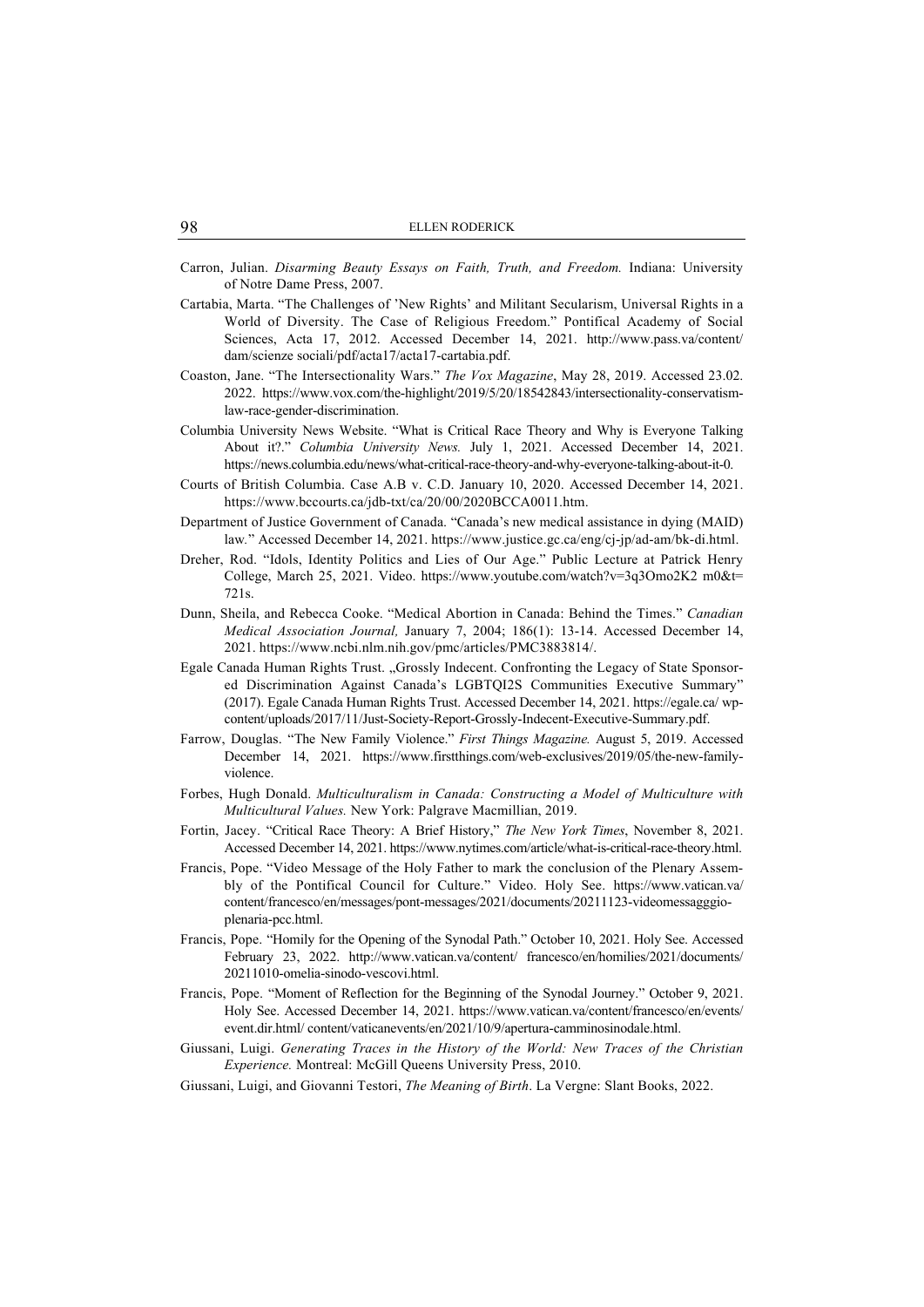Carron, Julian. *Disarming Beauty Essays on Faith, Truth, and Freedom.* Indiana: University of Notre Dame Press, 2007.

Cartabia, Marta. "The Challenges of 'New Rights' and Militant Secularism, Universal Rights in a World of Diversity. The Case of Religious Freedom." Pontifical Academy of Social Sciences, Acta 17, 2012. Accessed December 14, 2021. http://www.pass.va/content/dam/scienze sociali/pdf/acta17/acta17-cartabia.pdf.

Coaston, Jane. "The Intersectionality Wars." *The Vox Magazine*, May 28, 2019. Accessed 23.02. 2022. https://www.vox.com/the-highlight/2019/5/20/18542843/intersectionality-conservatism-law-race-gender-discrimination.

Columbia University News Website. "What is Critical Race Theory and Why is Everyone Talking About it?." *Columbia University News.* July 1, 2021. Accessed December 14, 2021. https://news.columbia.edu/news/what-critical-race-theory-and-why-everyone-talking-about-it-0.

Courts of British Columbia. Case A.B v. C.D. January 10, 2020. Accessed December 14, 2021. https://www.bccourts.ca/jdb-txt/ca/20/00/2020BCCA0011.htm.

Department of Justice Government of Canada. "Canada's new medical assistance in dying (MAID) law." Accessed December 14, 2021. https://www.justice.gc.ca/eng/cj-jp/ad-am/bk-di.html.

Dreher, Rod. "Idols, Identity Politics and Lies of Our Age." Public Lecture at Patrick Henry College, March 25, 2021. Video. https://www.youtube.com/watch?v=3q3Omo2K2 m0&t=721s.

Dunn, Sheila, and Rebecca Cooke. "Medical Abortion in Canada: Behind the Times." *Canadian Medical Association Journal,* January 7, 2004; 186(1): 13-14. Accessed December 14, 2021. https://www.ncbi.nlm.nih.gov/pmc/articles/PMC3883814/.

Egale Canada Human Rights Trust. „Grossly Indecent. Confronting the Legacy of State Sponsored Discrimination Against Canada's LGBTQI2S Communities Executive Summary" (2017). Egale Canada Human Rights Trust. Accessed December 14, 2021. https://egale.ca/ wp-content/uploads/2017/11/Just-Society-Report-Grossly-Indecent-Executive-Summary.pdf.

Farrow, Douglas. "The New Family Violence." *First Things Magazine.* August 5, 2019. Accessed December 14, 2021. https://www.firstthings.com/web-exclusives/2019/05/the-new-family-violence.

Forbes, Hugh Donald. *Multiculturalism in Canada: Constructing a Model of Multiculture with Multicultural Values.* New York: Palgrave Macmillian, 2019.

Fortin, Jacey. "Critical Race Theory: A Brief History," *The New York Times*, November 8, 2021. Accessed December 14, 2021. https://www.nytimes.com/article/what-is-critical-race-theory.html.

Francis, Pope. "Video Message of the Holy Father to mark the conclusion of the Plenary Assembly of the Pontifical Council for Culture." Video. Holy See. https://www.vatican.va/content/francesco/en/messages/pont-messages/2021/documents/20211123-videomessagggio-plenaria-pcc.html.

Francis, Pope. "Homily for the Opening of the Synodal Path." October 10, 2021. Holy See. Accessed February 23, 2022. http://www.vatican.va/content/ francesco/en/homilies/2021/documents/20211010-omelia-sinodo-vescovi.html.

Francis, Pope. "Moment of Reflection for the Beginning of the Synodal Journey." October 9, 2021. Holy See. Accessed December 14, 2021. https://www.vatican.va/content/francesco/en/events/event.dir.html/ content/vaticanevents/en/2021/10/9/apertura-camminosinodale.html.

Giussani, Luigi. *Generating Traces in the History of the World: New Traces of the Christian Experience.* Montreal: McGill Queens University Press, 2010.

Giussani, Luigi, and Giovanni Testori, *The Meaning of Birth*. La Vergne: Slant Books, 2022.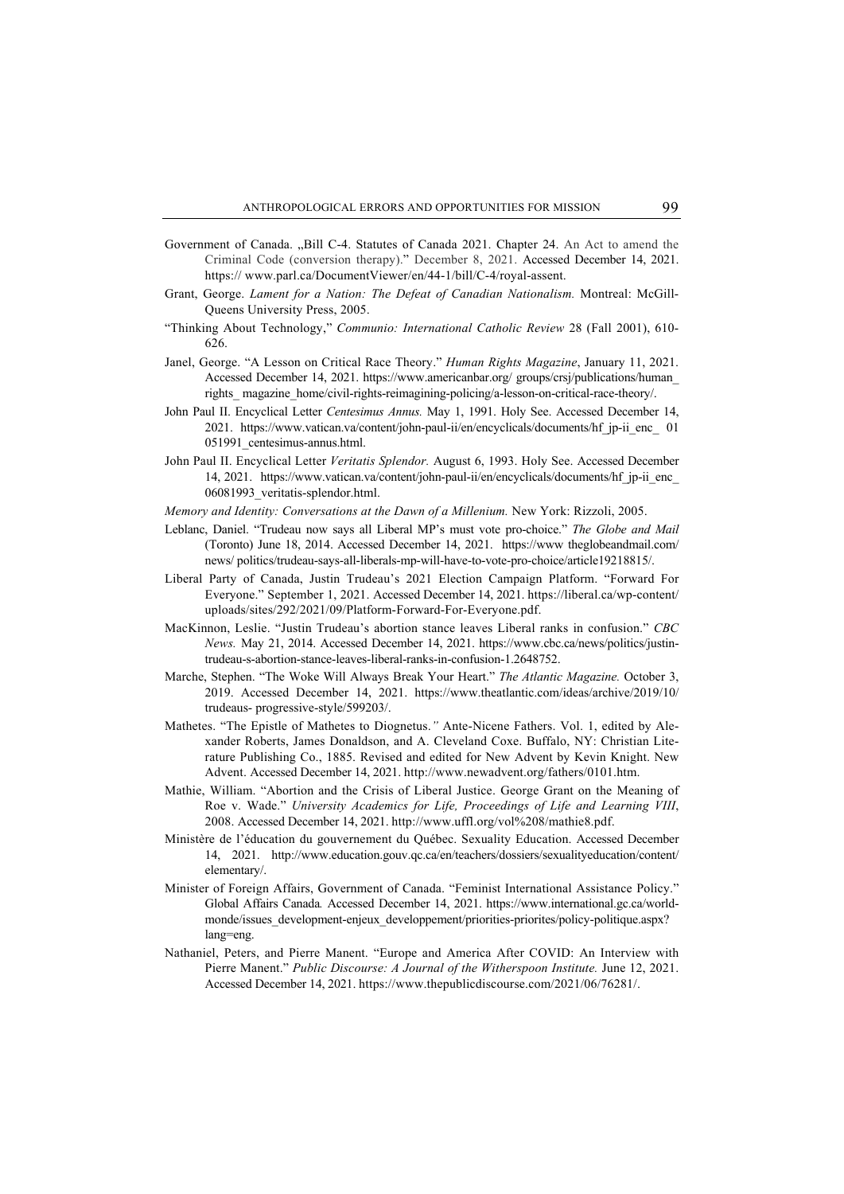Government of Canada. „Bill C-4. Statutes of Canada 2021. Chapter 24. An Act to amend the Criminal Code (conversion therapy)." December 8, 2021. Accessed December 14, 2021. https:// www.parl.ca/DocumentViewer/en/44-1/bill/C-4/royal-assent.

Grant, George. *Lament for a Nation: The Defeat of Canadian Nationalism.* Montreal: McGill-Queens University Press, 2005.

"Thinking About Technology," *Communio: International Catholic Review* 28 (Fall 2001), 610-626.

Janel, George. "A Lesson on Critical Race Theory." *Human Rights Magazine*, January 11, 2021. Accessed December 14, 2021. https://www.americanbar.org/ groups/crsj/publications/human_ rights_ magazine_home/civil-rights-reimagining-policing/a-lesson-on-critical-race-theory/.

John Paul II. Encyclical Letter *Centesimus Annus.* May 1, 1991. Holy See. Accessed December 14, 2021. https://www.vatican.va/content/john-paul-ii/en/encyclicals/documents/hf_jp-ii_enc_ 01 051991_centesimus-annus.html.

John Paul II. Encyclical Letter *Veritatis Splendor.* August 6, 1993. Holy See. Accessed December 14, 2021. https://www.vatican.va/content/john-paul-ii/en/encyclicals/documents/hf_jp-ii_enc_ 06081993_veritatis-splendor.html.

*Memory and Identity: Conversations at the Dawn of a Millenium.* New York: Rizzoli, 2005.

Leblanc, Daniel. "Trudeau now says all Liberal MP's must vote pro-choice." *The Globe and Mail* (Toronto) June 18, 2014. Accessed December 14, 2021. https://www theglobeandmail.com/ news/ politics/trudeau-says-all-liberals-mp-will-have-to-vote-pro-choice/article19218815/.

Liberal Party of Canada, Justin Trudeau's 2021 Election Campaign Platform. "Forward For Everyone." September 1, 2021. Accessed December 14, 2021. https://liberal.ca/wp-content/ uploads/sites/292/2021/09/Platform-Forward-For-Everyone.pdf.

MacKinnon, Leslie. "Justin Trudeau's abortion stance leaves Liberal ranks in confusion." *CBC News.* May 21, 2014. Accessed December 14, 2021. https://www.cbc.ca/news/politics/justin-trudeau-s-abortion-stance-leaves-liberal-ranks-in-confusion-1.2648752.

Marche, Stephen. "The Woke Will Always Break Your Heart." *The Atlantic Magazine.* October 3, 2019. Accessed December 14, 2021. https://www.theatlantic.com/ideas/archive/2019/10/ trudeaus- progressive-style/599203/.

Mathetes. "The Epistle of Mathetes to Diognetus." Ante-Nicene Fathers. Vol. 1, edited by Alexander Roberts, James Donaldson, and A. Cleveland Coxe. Buffalo, NY: Christian Literature Publishing Co., 1885. Revised and edited for New Advent by Kevin Knight. New Advent. Accessed December 14, 2021. http://www.newadvent.org/fathers/0101.htm.

Mathie, William. "Abortion and the Crisis of Liberal Justice. George Grant on the Meaning of Roe v. Wade." *University Academics for Life, Proceedings of Life and Learning VIII*, 2008. Accessed December 14, 2021. http://www.uffl.org/vol%208/mathie8.pdf.

Ministère de l'éducation du gouvernement du Québec. Sexuality Education. Accessed December 14, 2021. http://www.education.gouv.qc.ca/en/teachers/dossiers/sexualityeducation/content/ elementary/.

Minister of Foreign Affairs, Government of Canada. "Feminist International Assistance Policy." Global Affairs Canada*.* Accessed December 14, 2021. https://www.international.gc.ca/world-monde/issues_development-enjeux_developpement/priorities-priorites/policy-politique.aspx? lang=eng.

Nathaniel, Peters, and Pierre Manent. "Europe and America After COVID: An Interview with Pierre Manent." *Public Discourse: A Journal of the Witherspoon Institute.* June 12, 2021. Accessed December 14, 2021. https://www.thepublicdiscourse.com/2021/06/76281/.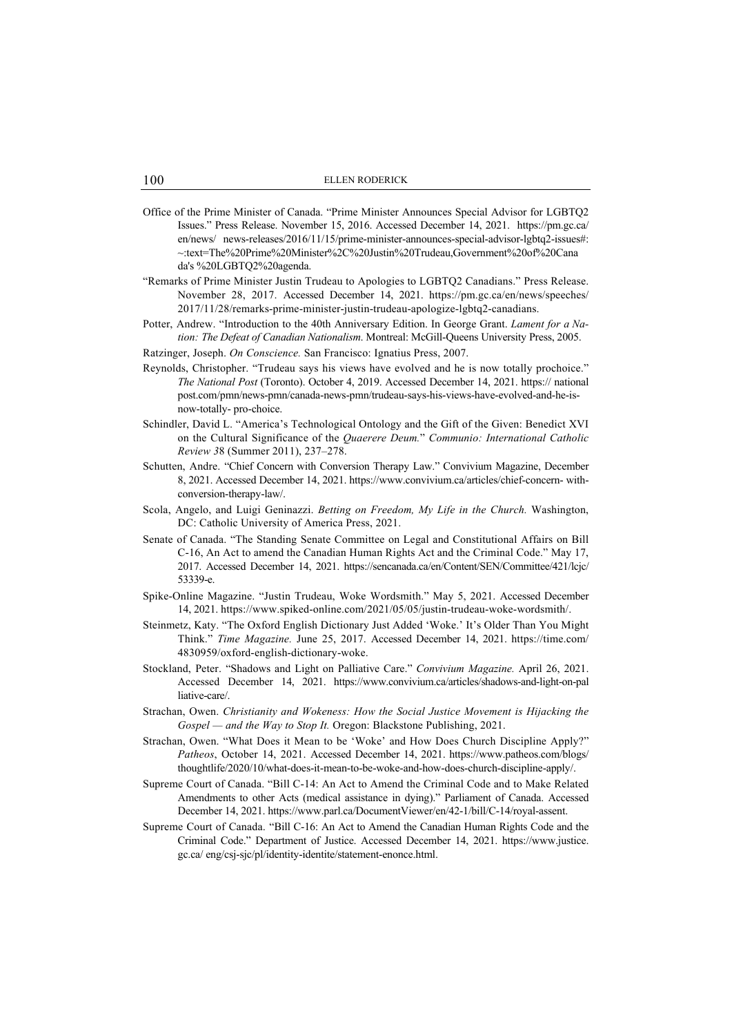Office of the Prime Minister of Canada. “Prime Minister Announces Special Advisor for LGBTQ2 Issues.” Press Release. November 15, 2016. Accessed December 14, 2021. https://pm.gc.ca/en/news/ news-releases/2016/11/15/prime-minister-announces-special-advisor-lgbtq2-issues#:~:text=The%20Prime%20Minister%2C%20Justin%20Trudeau,Government%20of%20Canada's %20LGBTQ2%20agenda.

“Remarks of Prime Minister Justin Trudeau to Apologies to LGBTQ2 Canadians.” Press Release. November 28, 2017. Accessed December 14, 2021. https://pm.gc.ca/en/news/speeches/2017/11/28/remarks-prime-minister-justin-trudeau-apologize-lgbtq2-canadians.

Potter, Andrew. “Introduction to the 40th Anniversary Edition. In George Grant. *Lament for a Nation: The Defeat of Canadian Nationalism*. Montreal: McGill-Queens University Press, 2005.

Ratzinger, Joseph. *On Conscience.* San Francisco: Ignatius Press, 2007.

Reynolds, Christopher. “Trudeau says his views have evolved and he is now totally prochoice.” *The National Post* (Toronto). October 4, 2019. Accessed December 14, 2021. https:// nationalpost.com/pmn/news-pmn/canada-news-pmn/trudeau-says-his-views-have-evolved-and-he-is-now-totally- pro-choice.

Schindler, David L. “America’s Technological Ontology and the Gift of the Given: Benedict XVI on the Cultural Significance of the *Quaerere Deum.*” *Communio: International Catholic Review 3*8 (Summer 2011), 237–278.

Schutten, Andre. “Chief Concern with Conversion Therapy Law.” Convivium Magazine, December 8, 2021. Accessed December 14, 2021. https://www.convivium.ca/articles/chief-concern- with-conversion-therapy-law/.

Scola, Angelo, and Luigi Geninazzi. *Betting on Freedom, My Life in the Church.* Washington, DC: Catholic University of America Press, 2021.

Senate of Canada. “The Standing Senate Committee on Legal and Constitutional Affairs on Bill C-16, An Act to amend the Canadian Human Rights Act and the Criminal Code.” May 17, 2017. Accessed December 14, 2021. https://sencanada.ca/en/Content/SEN/Committee/421/lcjc/53339-e.

Spike-Online Magazine. “Justin Trudeau, Woke Wordsmith.” May 5, 2021. Accessed December 14, 2021. https://www.spiked-online.com/2021/05/05/justin-trudeau-woke-wordsmith/.

Steinmetz, Katy. “The Oxford English Dictionary Just Added ‘Woke.’ It’s Older Than You Might Think.” *Time Magazine.* June 25, 2017. Accessed December 14, 2021. https://time.com/4830959/oxford-english-dictionary-woke.

Stockland, Peter. “Shadows and Light on Palliative Care.” *Convivium Magazine.* April 26, 2021. Accessed December 14, 2021. https://www.convivium.ca/articles/shadows-and-light-on-palliative-care/.

Strachan, Owen. *Christianity and Wokeness: How the Social Justice Movement is Hijacking the Gospel — and the Way to Stop It.* Oregon: Blackstone Publishing, 2021.

Strachan, Owen. “What Does it Mean to be ‘Woke’ and How Does Church Discipline Apply?” *Patheos*, October 14, 2021. Accessed December 14, 2021. https://www.patheos.com/blogs/thoughtlife/2020/10/what-does-it-mean-to-be-woke-and-how-does-church-discipline-apply/.

Supreme Court of Canada. “Bill C-14: An Act to Amend the Criminal Code and to Make Related Amendments to other Acts (medical assistance in dying).” Parliament of Canada. Accessed December 14, 2021. https://www.parl.ca/DocumentViewer/en/42-1/bill/C-14/royal-assent.

Supreme Court of Canada. “Bill C-16: An Act to Amend the Canadian Human Rights Code and the Criminal Code.” Department of Justice. Accessed December 14, 2021. https://www.justice.gc.ca/ eng/csj-sjc/pl/identity-identite/statement-enonce.html.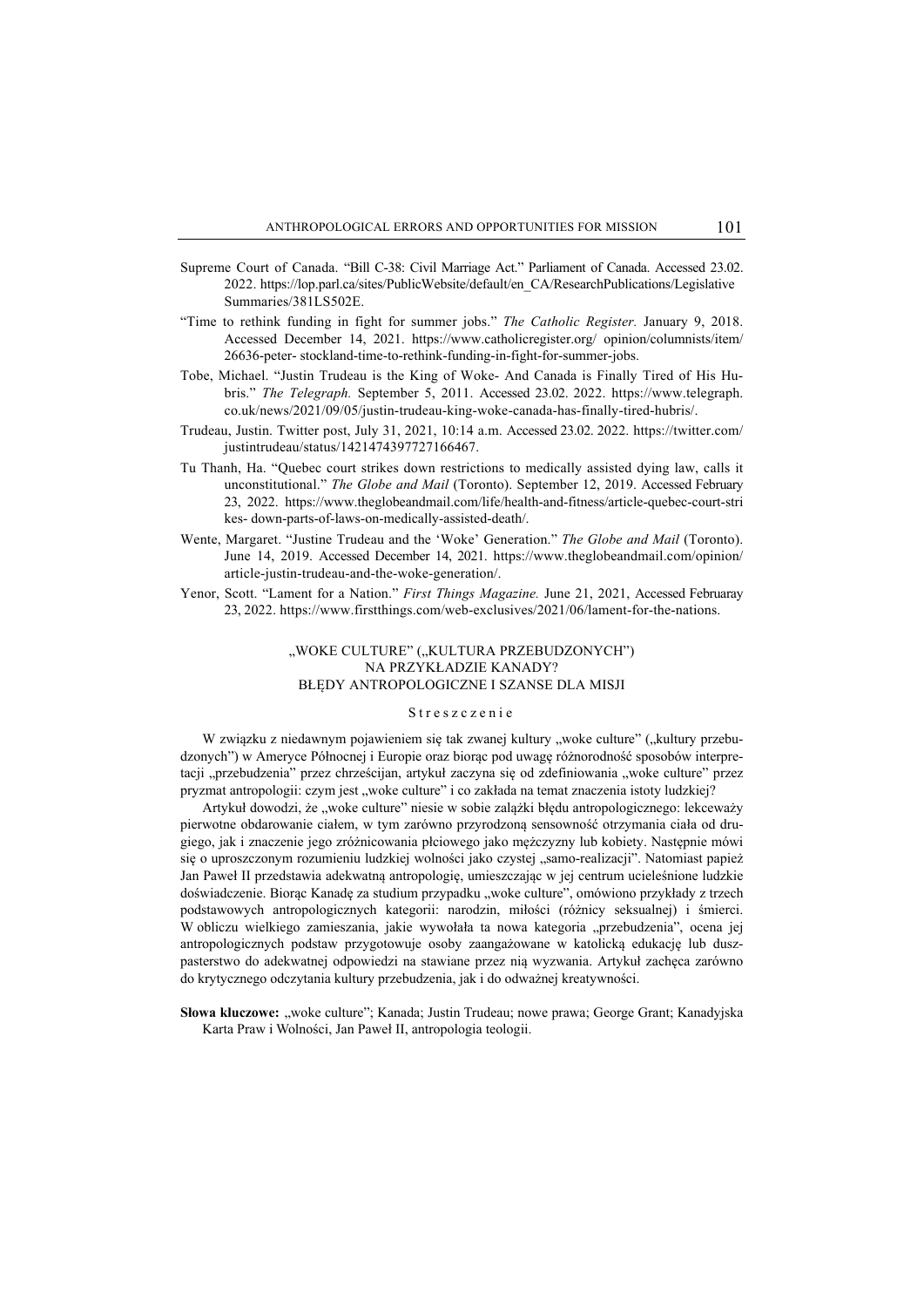Supreme Court of Canada. "Bill C-38: Civil Marriage Act." Parliament of Canada. Accessed 23.02. 2022. https://lop.parl.ca/sites/PublicWebsite/default/en_CA/ResearchPublications/Legislative Summaries/381LS502E.

"Time to rethink funding in fight for summer jobs." *The Catholic Register.* January 9, 2018. Accessed December 14, 2021. https://www.catholicregister.org/ opinion/columnists/item/ 26636-peter- stockland-time-to-rethink-funding-in-fight-for-summer-jobs.

Tobe, Michael. "Justin Trudeau is the King of Woke- And Canada is Finally Tired of His Hubris." *The Telegraph.* September 5, 2011. Accessed 23.02. 2022. https://www.telegraph. co.uk/news/2021/09/05/justin-trudeau-king-woke-canada-has-finally-tired-hubris/.

Trudeau, Justin. Twitter post, July 31, 2021, 10:14 a.m. Accessed 23.02. 2022. https://twitter.com/ justintrudeau/status/1421474397727166467.

Tu Thanh, Ha. "Quebec court strikes down restrictions to medically assisted dying law, calls it unconstitutional." *The Globe and Mail* (Toronto). September 12, 2019. Accessed February 23, 2022. https://www.theglobeandmail.com/life/health-and-fitness/article-quebec-court-stri kes- down-parts-of-laws-on-medically-assisted-death/.

Wente, Margaret. "Justine Trudeau and the 'Woke' Generation." *The Globe and Mail* (Toronto). June 14, 2019. Accessed December 14, 2021. https://www.theglobeandmail.com/opinion/ article-justin-trudeau-and-the-woke-generation/.

Yenor, Scott. "Lament for a Nation." *First Things Magazine.* June 21, 2021, Accessed Februaray 23, 2022. https://www.firstthings.com/web-exclusives/2021/06/lament-for-the-nations.

## „WOKE CULTURE" („KULTURA PRZEBUDZONYCH") NA PRZYKŁADZIE KANADY? BŁĘDY ANTROPOLOGICZNE I SZANSE DLA MISJI

### Streszczenie

W związku z niedawnym pojawieniem się tak zwanej kultury „woke culture" („kultury przebudzonych") w Ameryce Północnej i Europie oraz biorąc pod uwagę różnorodność sposobów interpretacji „przebudzenia" przez chrześcijan, artykuł zaczyna się od zdefiniowania „woke culture" przez pryzmat antropologii: czym jest „woke culture" i co zakłada na temat znaczenia istoty ludzkiej?

Artykuł dowodzi, że „woke culture" niesie w sobie zalążki błędu antropologicznego: lekceważy pierwotne obdarowanie ciałem, w tym zarówno przyrodzoną sensowność otrzymania ciała od drugiego, jak i znaczenie jego zróżnicowania płciowego jako mężczyzny lub kobiety. Następnie mówi się o uproszczonym rozumieniu ludzkiej wolności jako czystej „samo-realizacji". Natomiast papież Jan Paweł II przedstawia adekwatną antropologię, umieszczając w jej centrum ucieleśnione ludzkie doświadczenie. Biorąc Kanadę za studium przypadku „woke culture", omówiono przykłady z trzech podstawowych antropologicznych kategorii: narodzin, miłości (różnicy seksualnej) i śmierci. W obliczu wielkiego zamieszania, jakie wywołała ta nowa kategoria „przebudzenia", ocena jej antropologicznych podstaw przygotowuje osoby zaangażowane w katolicką edukację lub duszpasterstwo do adekwatnej odpowiedzi na stawiane przez nią wyzwania. Artykuł zachęca zarówno do krytycznego odczytania kultury przebudzenia, jak i do odważnej kreatywności.

**Słowa kluczowe:** „woke culture"; Kanada; Justin Trudeau; nowe prawa; George Grant; Kanadyjska Karta Praw i Wolności, Jan Paweł II, antropologia teologii.